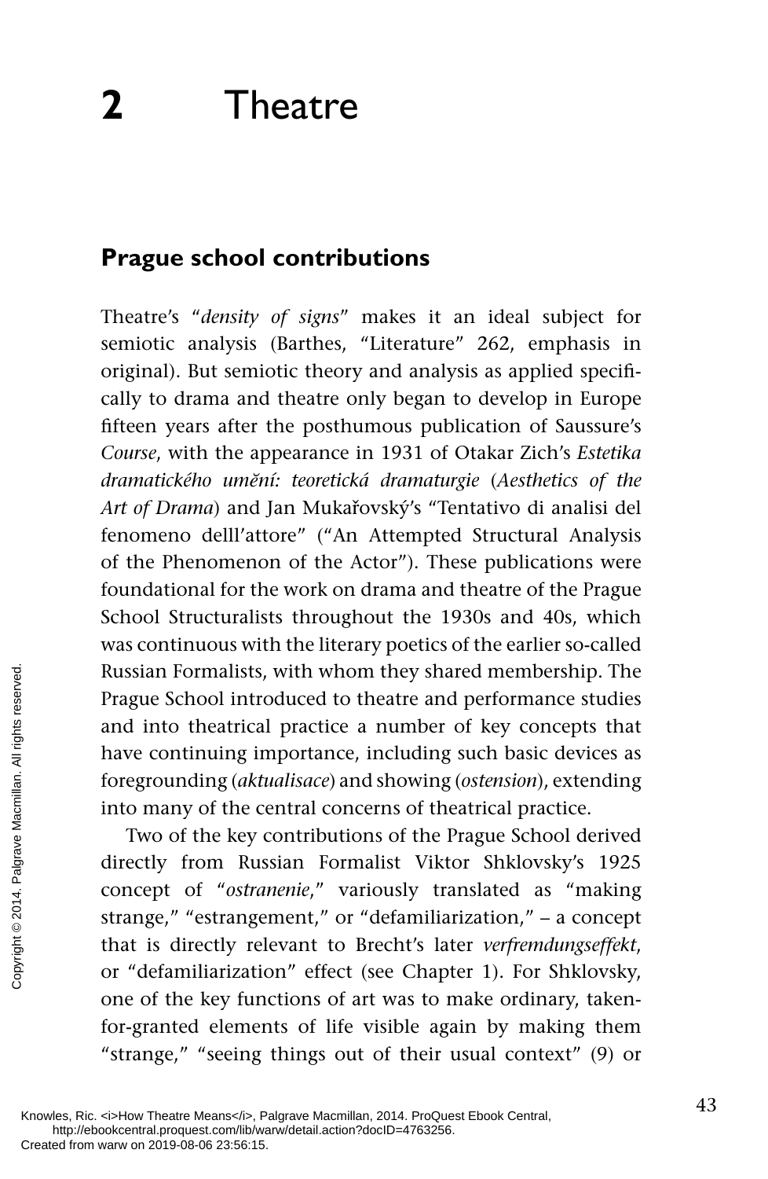# 2 Theatre

## Prague school contributions

Theatre's "*density of signs*" makes it an ideal subject for semiotic analysis (Barthes, "Literature" 262, emphasis in original). But semiotic theory and analysis as applied specifically to drama and theatre only began to develop in Europe fifteen years after the posthumous publication of Saussure's *Course*, with the appearance in 1931 of Otakar Zich's *Estetika dramatického umění: teoretická dramaturgie* (*Aesthetics of the Art of Drama*) and Jan Mukařovský's "Tentativo di analisi del fenomeno delll'attore" ("An Attempted Structural Analysis of the Phenomenon of the Actor"). These publications were foundational for the work on drama and theatre of the Prague School Structuralists throughout the 1930s and 40s, which was continuous with the literary poetics of the earlier so-called Russian Formalists, with whom they shared membership. The Prague School introduced to theatre and performance studies and into theatrical practice a number of key concepts that have continuing importance, including such basic devices as foregrounding (*aktualisace*) and showing (*ostension*), extending into many of the central concerns of theatrical practice.

Two of the key contributions of the Prague School derived directly from Russian Formalist Viktor Shklovsky's 1925 concept of "*ostranenie*," variously translated as "making strange," "estrangement," or "defamiliarization," – a concept that is directly relevant to Brecht's later *verfremdungseffekt*, or "defamiliarization" effect (see Chapter 1). For Shklovsky, one of the key functions of art was to make ordinary, taken-for-granted elements of life visible again by making them "strange," "seeing things out of their usual context" (9) or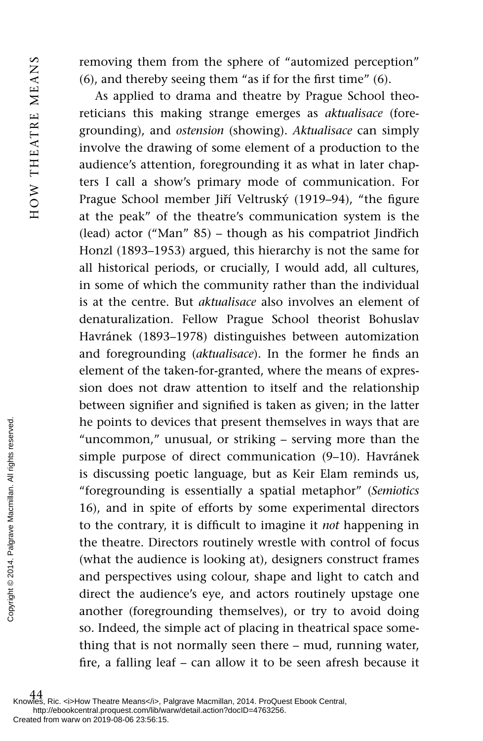removing them from the sphere of "automized perception" (6), and thereby seeing them "as if for the first time" (6).

As applied to drama and theatre by Prague School theoreticians this making strange emerges as *aktualisace* (foregrounding), and *ostension* (showing). *Aktualisace* can simply involve the drawing of some element of a production to the audience's attention, foregrounding it as what in later chapters I call a show's primary mode of communication. For Prague School member Jiří Veltruský (1919–94), "the figure at the peak" of the theatre's communication system is the (lead) actor ("Man" 85) – though as his compatriot Jindřich Honzl (1893–1953) argued, this hierarchy is not the same for all historical periods, or crucially, I would add, all cultures, in some of which the community rather than the individual is at the centre. But *aktualisace* also involves an element of denaturalization. Fellow Prague School theorist Bohuslav Havránek (1893–1978) distinguishes between automization and foregrounding (*aktualisace*). In the former he finds an element of the taken-for-granted, where the means of expression does not draw attention to itself and the relationship between signifier and signified is taken as given; in the latter he points to devices that present themselves in ways that are "uncommon," unusual, or striking – serving more than the simple purpose of direct communication (9–10). Havránek is discussing poetic language, but as Keir Elam reminds us, "foregrounding is essentially a spatial metaphor" (*Semiotics* 16), and in spite of efforts by some experimental directors to the contrary, it is difficult to imagine it *not* happening in the theatre. Directors routinely wrestle with control of focus (what the audience is looking at), designers construct frames and perspectives using colour, shape and light to catch and direct the audience's eye, and actors routinely upstage one another (foregrounding themselves), or try to avoid doing so. Indeed, the simple act of placing in theatrical space something that is not normally seen there – mud, running water, fire, a falling leaf – can allow it to be seen afresh because it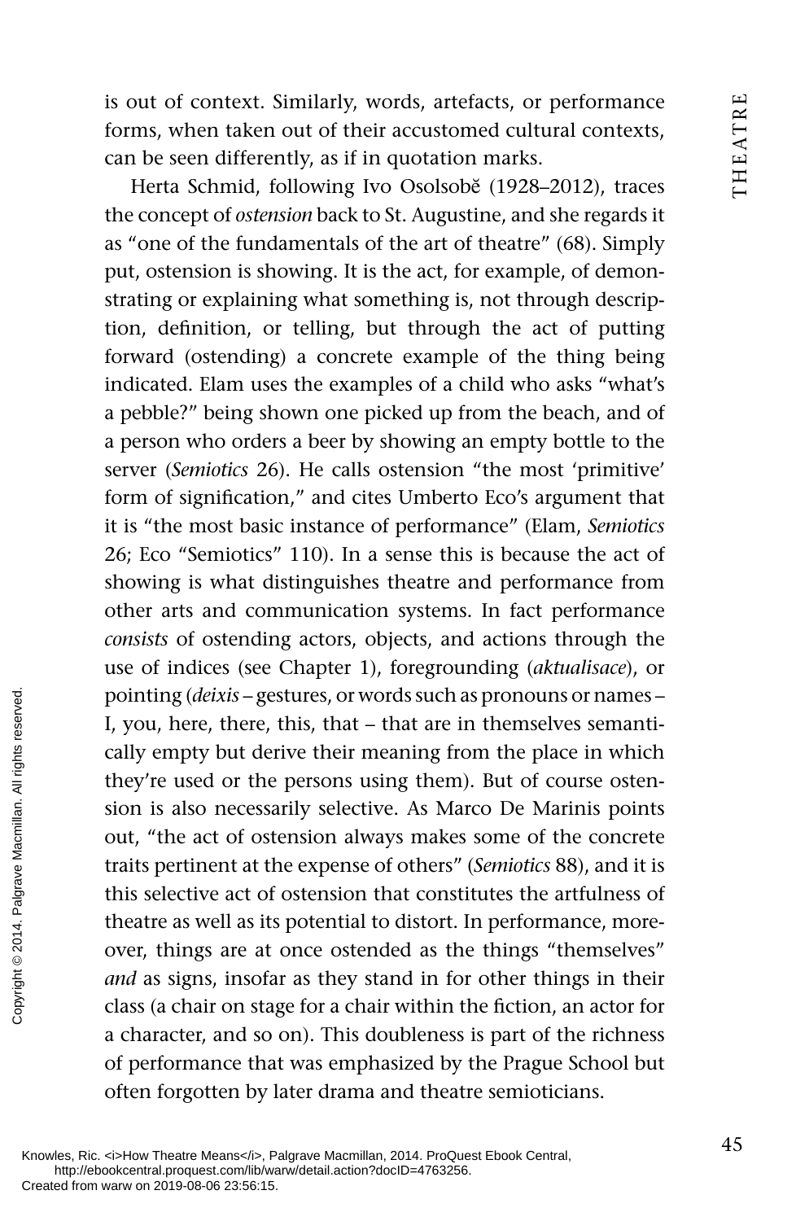is out of context. Similarly, words, artefacts, or performance forms, when taken out of their accustomed cultural contexts, can be seen differently, as if in quotation marks.

Herta Schmid, following Ivo Osolsobě (1928–2012), traces the concept of *ostension* back to St. Augustine, and she regards it as "one of the fundamentals of the art of theatre" (68). Simply put, ostension is showing. It is the act, for example, of demonstrating or explaining what something is, not through description, definition, or telling, but through the act of putting forward (ostending) a concrete example of the thing being indicated. Elam uses the examples of a child who asks "what's a pebble?" being shown one picked up from the beach, and of a person who orders a beer by showing an empty bottle to the server (*Semiotics* 26). He calls ostension "the most 'primitive' form of signification," and cites Umberto Eco's argument that it is "the most basic instance of performance" (Elam, *Semiotics* 26; Eco "Semiotics" 110). In a sense this is because the act of showing is what distinguishes theatre and performance from other arts and communication systems. In fact performance *consists* of ostending actors, objects, and actions through the use of indices (see Chapter 1), foregrounding (*aktualisace*), or pointing (*deixis* – gestures, or words such as pronouns or names – I, you, here, there, this, that – that are in themselves semantically empty but derive their meaning from the place in which they're used or the persons using them). But of course ostension is also necessarily selective. As Marco De Marinis points out, "the act of ostension always makes some of the concrete traits pertinent at the expense of others" (*Semiotics* 88), and it is this selective act of ostension that constitutes the artfulness of theatre as well as its potential to distort. In performance, moreover, things are at once ostended as the things "themselves" *and* as signs, insofar as they stand in for other things in their class (a chair on stage for a chair within the fiction, an actor for a character, and so on). This doubleness is part of the richness of performance that was emphasized by the Prague School but often forgotten by later drama and theatre semioticians.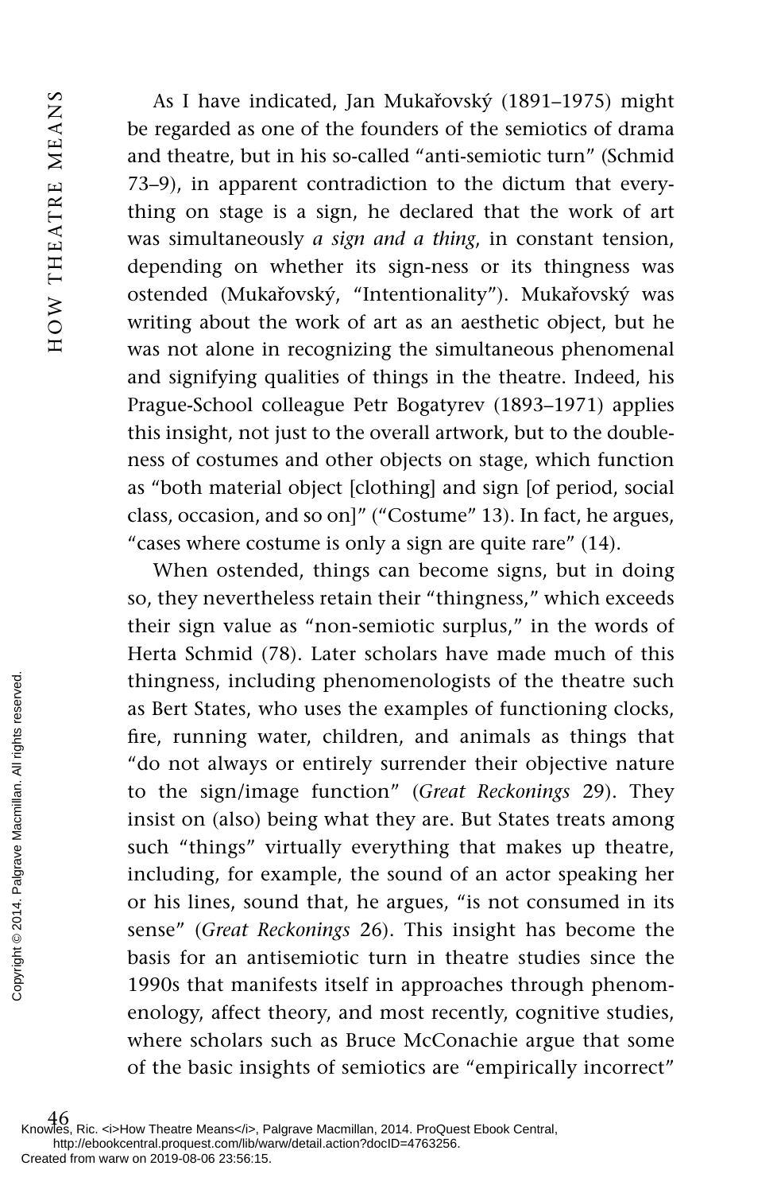As I have indicated, Jan Mukařovský (1891–1975) might be regarded as one of the founders of the semiotics of drama and theatre, but in his so-called "anti-semiotic turn" (Schmid 73–9), in apparent contradiction to the dictum that everything on stage is a sign, he declared that the work of art was simultaneously *a sign and a thing*, in constant tension, depending on whether its sign-ness or its thingness was ostended (Mukařovský, "Intentionality"). Mukařovský was writing about the work of art as an aesthetic object, but he was not alone in recognizing the simultaneous phenomenal and signifying qualities of things in the theatre. Indeed, his Prague-School colleague Petr Bogatyrev (1893–1971) applies this insight, not just to the overall artwork, but to the doubleness of costumes and other objects on stage, which function as "both material object [clothing] and sign [of period, social class, occasion, and so on]" ("Costume" 13). In fact, he argues, "cases where costume is only a sign are quite rare" (14).

When ostended, things can become signs, but in doing so, they nevertheless retain their "thingness," which exceeds their sign value as "non-semiotic surplus," in the words of Herta Schmid (78). Later scholars have made much of this thingness, including phenomenologists of the theatre such as Bert States, who uses the examples of functioning clocks, fire, running water, children, and animals as things that "do not always or entirely surrender their objective nature to the sign/image function" (*Great Reckonings* 29). They insist on (also) being what they are. But States treats among such "things" virtually everything that makes up theatre, including, for example, the sound of an actor speaking her or his lines, sound that, he argues, "is not consumed in its sense" (*Great Reckonings* 26). This insight has become the basis for an antisemiotic turn in theatre studies since the 1990s that manifests itself in approaches through phenomenology, affect theory, and most recently, cognitive studies, where scholars such as Bruce McConachie argue that some of the basic insights of semiotics are "empirically incorrect"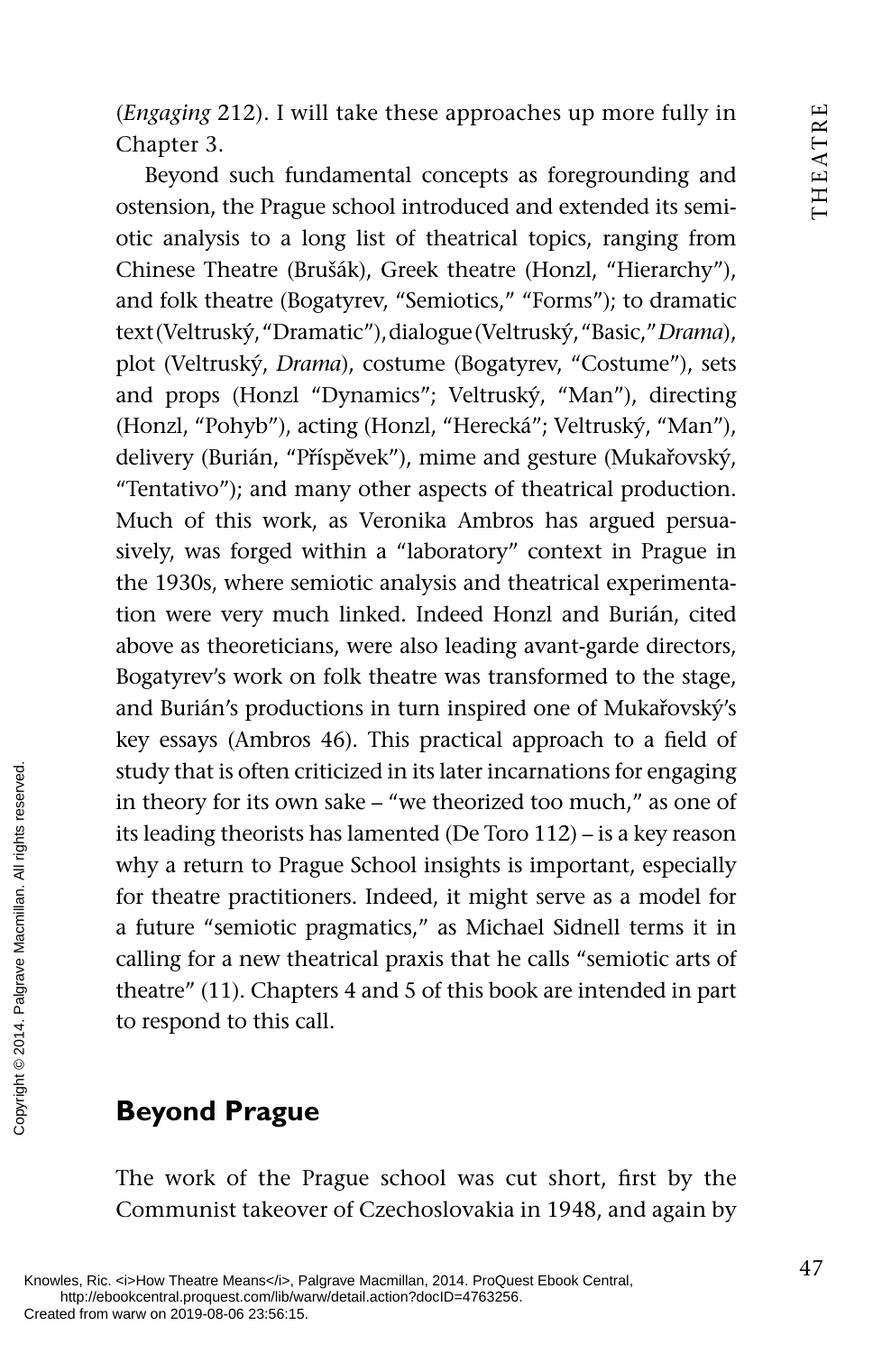(*Engaging* 212). I will take these approaches up more fully in Chapter 3.

Beyond such fundamental concepts as foregrounding and ostension, the Prague school introduced and extended its semiotic analysis to a long list of theatrical topics, ranging from Chinese Theatre (Brušák), Greek theatre (Honzl, "Hierarchy"), and folk theatre (Bogatyrev, "Semiotics," "Forms"); to dramatic text (Veltruský, "Dramatic"), dialogue (Veltruský, "Basic," *Drama*), plot (Veltruský, *Drama*), costume (Bogatyrev, "Costume"), sets and props (Honzl "Dynamics"; Veltruský, "Man"), directing (Honzl, "Pohyb"), acting (Honzl, "Herecká"; Veltruský, "Man"), delivery (Burián, "Příspěvek"), mime and gesture (Mukařovský, "Tentativo"); and many other aspects of theatrical production. Much of this work, as Veronika Ambros has argued persuasively, was forged within a "laboratory" context in Prague in the 1930s, where semiotic analysis and theatrical experimentation were very much linked. Indeed Honzl and Burián, cited above as theoreticians, were also leading avant-garde directors, Bogatyrev's work on folk theatre was transformed to the stage, and Burián's productions in turn inspired one of Mukařovský's key essays (Ambros 46). This practical approach to a field of study that is often criticized in its later incarnations for engaging in theory for its own sake – "we theorized too much," as one of its leading theorists has lamented (De Toro 112) – is a key reason why a return to Prague School insights is important, especially for theatre practitioners. Indeed, it might serve as a model for a future "semiotic pragmatics," as Michael Sidnell terms it in calling for a new theatrical praxis that he calls "semiotic arts of theatre" (11). Chapters 4 and 5 of this book are intended in part to respond to this call.

## Beyond Prague

The work of the Prague school was cut short, first by the Communist takeover of Czechoslovakia in 1948, and again by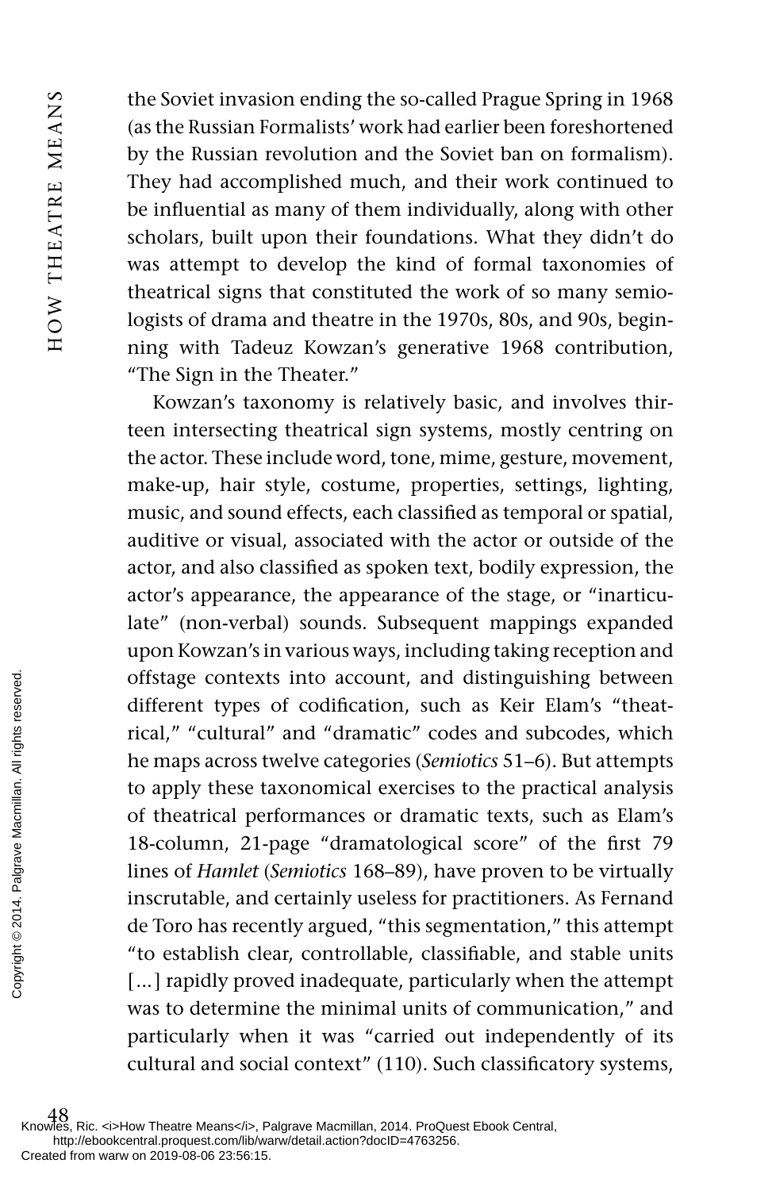the Soviet invasion ending the so-called Prague Spring in 1968 (as the Russian Formalists' work had earlier been foreshortened by the Russian revolution and the Soviet ban on formalism). They had accomplished much, and their work continued to be influential as many of them individually, along with other scholars, built upon their foundations. What they didn't do was attempt to develop the kind of formal taxonomies of theatrical signs that constituted the work of so many semiologists of drama and theatre in the 1970s, 80s, and 90s, beginning with Tadeuz Kowzan's generative 1968 contribution, "The Sign in the Theater."

Kowzan's taxonomy is relatively basic, and involves thirteen intersecting theatrical sign systems, mostly centring on the actor. These include word, tone, mime, gesture, movement, make-up, hair style, costume, properties, settings, lighting, music, and sound effects, each classified as temporal or spatial, auditive or visual, associated with the actor or outside of the actor, and also classified as spoken text, bodily expression, the actor's appearance, the appearance of the stage, or "inarticulate" (non-verbal) sounds. Subsequent mappings expanded upon Kowzan's in various ways, including taking reception and offstage contexts into account, and distinguishing between different types of codification, such as Keir Elam's "theatrical," "cultural" and "dramatic" codes and subcodes, which he maps across twelve categories (*Semiotics* 51–6). But attempts to apply these taxonomical exercises to the practical analysis of theatrical performances or dramatic texts, such as Elam's 18-column, 21-page "dramatological score" of the first 79 lines of *Hamlet* (*Semiotics* 168–89), have proven to be virtually inscrutable, and certainly useless for practitioners. As Fernand de Toro has recently argued, "this segmentation," this attempt "to establish clear, controllable, classifiable, and stable units [...] rapidly proved inadequate, particularly when the attempt was to determine the minimal units of communication," and particularly when it was "carried out independently of its cultural and social context" (110). Such classificatory systems,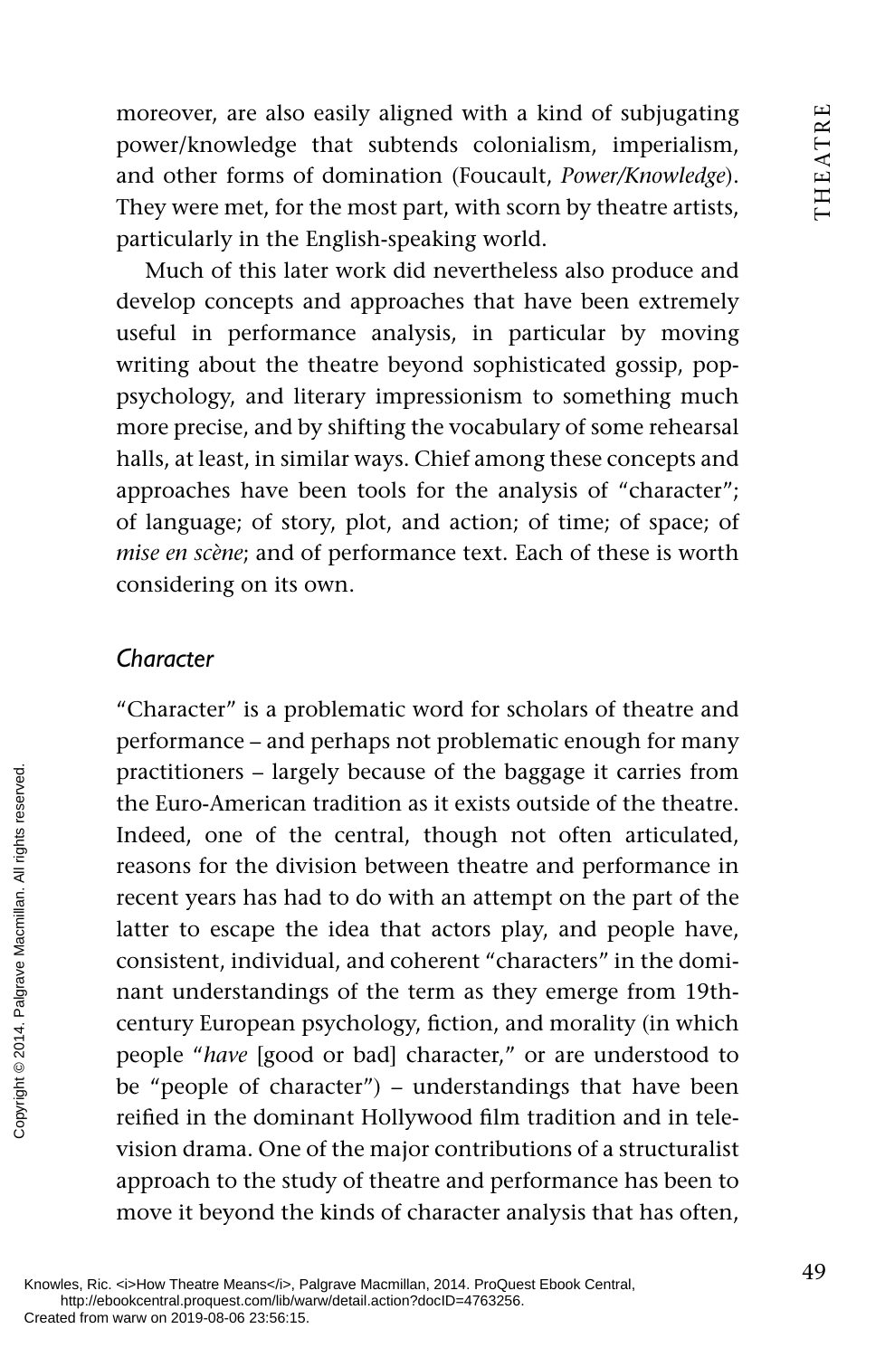moreover, are also easily aligned with a kind of subjugating power/knowledge that subtends colonialism, imperialism, and other forms of domination (Foucault, *Power/Knowledge*). They were met, for the most part, with scorn by theatre artists, particularly in the English-speaking world.

Much of this later work did nevertheless also produce and develop concepts and approaches that have been extremely useful in performance analysis, in particular by moving writing about the theatre beyond sophisticated gossip, pop-psychology, and literary impressionism to something much more precise, and by shifting the vocabulary of some rehearsal halls, at least, in similar ways. Chief among these concepts and approaches have been tools for the analysis of "character"; of language; of story, plot, and action; of time; of space; of *mise en scène*; and of performance text. Each of these is worth considering on its own.

### *Character*

"Character" is a problematic word for scholars of theatre and performance – and perhaps not problematic enough for many practitioners – largely because of the baggage it carries from the Euro-American tradition as it exists outside of the theatre. Indeed, one of the central, though not often articulated, reasons for the division between theatre and performance in recent years has had to do with an attempt on the part of the latter to escape the idea that actors play, and people have, consistent, individual, and coherent "characters" in the dominant understandings of the term as they emerge from 19th-century European psychology, fiction, and morality (in which people "*have* [good or bad] character," or are understood to be "people of character") – understandings that have been reified in the dominant Hollywood film tradition and in television drama. One of the major contributions of a structuralist approach to the study of theatre and performance has been to move it beyond the kinds of character analysis that has often,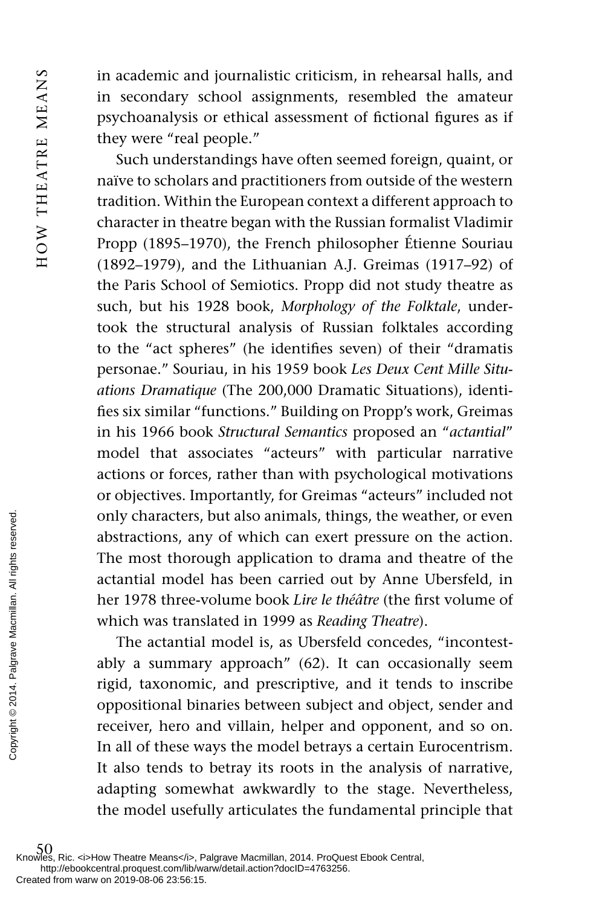in academic and journalistic criticism, in rehearsal halls, and in secondary school assignments, resembled the amateur psychoanalysis or ethical assessment of fictional figures as if they were "real people."

Such understandings have often seemed foreign, quaint, or naïve to scholars and practitioners from outside of the western tradition. Within the European context a different approach to character in theatre began with the Russian formalist Vladimir Propp (1895–1970), the French philosopher Étienne Souriau (1892–1979), and the Lithuanian A.J. Greimas (1917–92) of the Paris School of Semiotics. Propp did not study theatre as such, but his 1928 book, *Morphology of the Folktale*, undertook the structural analysis of Russian folktales according to the "act spheres" (he identifies seven) of their "dramatis personae." Souriau, in his 1959 book *Les Deux Cent Mille Situations Dramatique* (The 200,000 Dramatic Situations), identifies six similar "functions." Building on Propp's work, Greimas in his 1966 book *Structural Semantics* proposed an "*actantial*" model that associates "acteurs" with particular narrative actions or forces, rather than with psychological motivations or objectives. Importantly, for Greimas "acteurs" included not only characters, but also animals, things, the weather, or even abstractions, any of which can exert pressure on the action. The most thorough application to drama and theatre of the actantial model has been carried out by Anne Ubersfeld, in her 1978 three-volume book *Lire le théâtre* (the first volume of which was translated in 1999 as *Reading Theatre*).

The actantial model is, as Ubersfeld concedes, "incontestably a summary approach" (62). It can occasionally seem rigid, taxonomic, and prescriptive, and it tends to inscribe oppositional binaries between subject and object, sender and receiver, hero and villain, helper and opponent, and so on. In all of these ways the model betrays a certain Eurocentrism. It also tends to betray its roots in the analysis of narrative, adapting somewhat awkwardly to the stage. Nevertheless, the model usefully articulates the fundamental principle that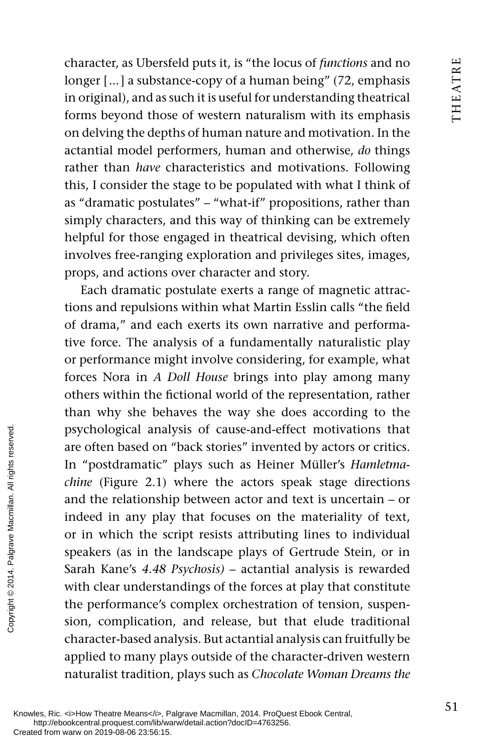character, as Ubersfeld puts it, is "the locus of *functions* and no longer [...] a substance-copy of a human being" (72, emphasis in original), and as such it is useful for understanding theatrical forms beyond those of western naturalism with its emphasis on delving the depths of human nature and motivation. In the actantial model performers, human and otherwise, *do* things rather than *have* characteristics and motivations. Following this, I consider the stage to be populated with what I think of as "dramatic postulates" – "what-if" propositions, rather than simply characters, and this way of thinking can be extremely helpful for those engaged in theatrical devising, which often involves free-ranging exploration and privileges sites, images, props, and actions over character and story.

Each dramatic postulate exerts a range of magnetic attractions and repulsions within what Martin Esslin calls "the field of drama," and each exerts its own narrative and performative force. The analysis of a fundamentally naturalistic play or performance might involve considering, for example, what forces Nora in *A Doll House* brings into play among many others within the fictional world of the representation, rather than why she behaves the way she does according to the psychological analysis of cause-and-effect motivations that are often based on "back stories" invented by actors or critics. In "postdramatic" plays such as Heiner Müller's *Hamletmachine* (Figure 2.1) where the actors speak stage directions and the relationship between actor and text is uncertain – or indeed in any play that focuses on the materiality of text, or in which the script resists attributing lines to individual speakers (as in the landscape plays of Gertrude Stein, or in Sarah Kane's *4.48 Psychosis)* – actantial analysis is rewarded with clear understandings of the forces at play that constitute the performance's complex orchestration of tension, suspension, complication, and release, but that elude traditional character-based analysis. But actantial analysis can fruitfully be applied to many plays outside of the character-driven western naturalist tradition, plays such as *Chocolate Woman Dreams the*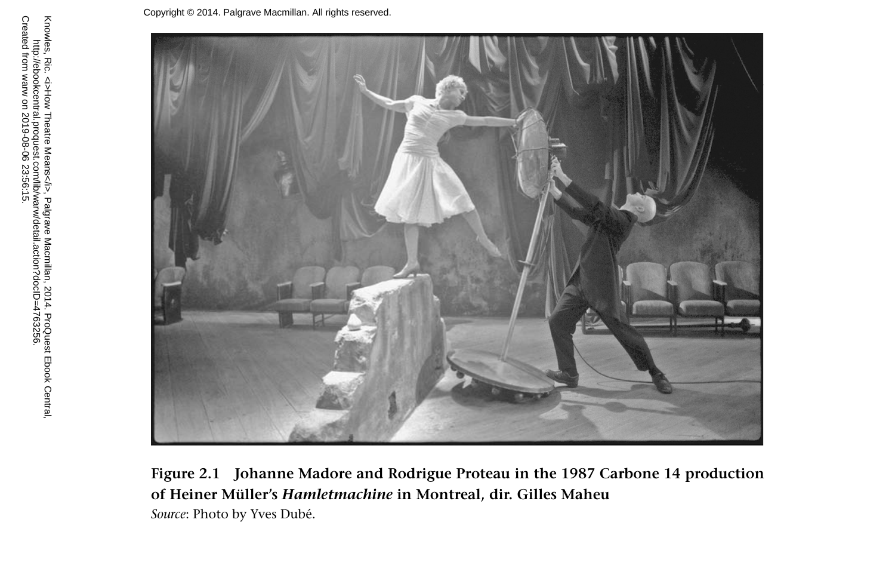**Figure 2.1 Johanne Madore and Rodrigue Proteau in the 1987 Carbone 14 production of Heiner Müller's *Hamletmachine* in Montreal, dir. Gilles Maheu**

*Source*: Photo by Yves Dubé.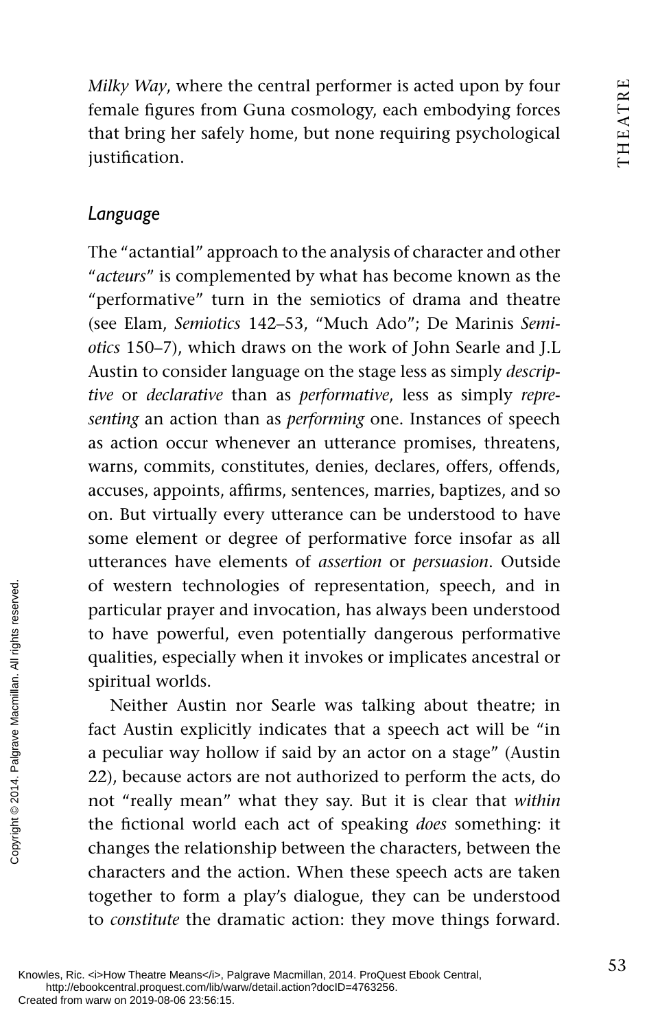*Milky Way*, where the central performer is acted upon by four female figures from Guna cosmology, each embodying forces that bring her safely home, but none requiring psychological justification.

## *Language*

The "actantial" approach to the analysis of character and other "*acteurs*" is complemented by what has become known as the "performative" turn in the semiotics of drama and theatre (see Elam, *Semiotics* 142–53, "Much Ado"; De Marinis *Semiotics* 150–7), which draws on the work of John Searle and J.L Austin to consider language on the stage less as simply *descriptive* or *declarative* than as *performative*, less as simply *representing* an action than as *performing* one. Instances of speech as action occur whenever an utterance promises, threatens, warns, commits, constitutes, denies, declares, offers, offends, accuses, appoints, affirms, sentences, marries, baptizes, and so on. But virtually every utterance can be understood to have some element or degree of performative force insofar as all utterances have elements of *assertion* or *persuasion*. Outside of western technologies of representation, speech, and in particular prayer and invocation, has always been understood to have powerful, even potentially dangerous performative qualities, especially when it invokes or implicates ancestral or spiritual worlds.

Neither Austin nor Searle was talking about theatre; in fact Austin explicitly indicates that a speech act will be "in a peculiar way hollow if said by an actor on a stage" (Austin 22), because actors are not authorized to perform the acts, do not "really mean" what they say. But it is clear that *within* the fictional world each act of speaking *does* something: it changes the relationship between the characters, between the characters and the action. When these speech acts are taken together to form a play's dialogue, they can be understood to *constitute* the dramatic action: they move things forward.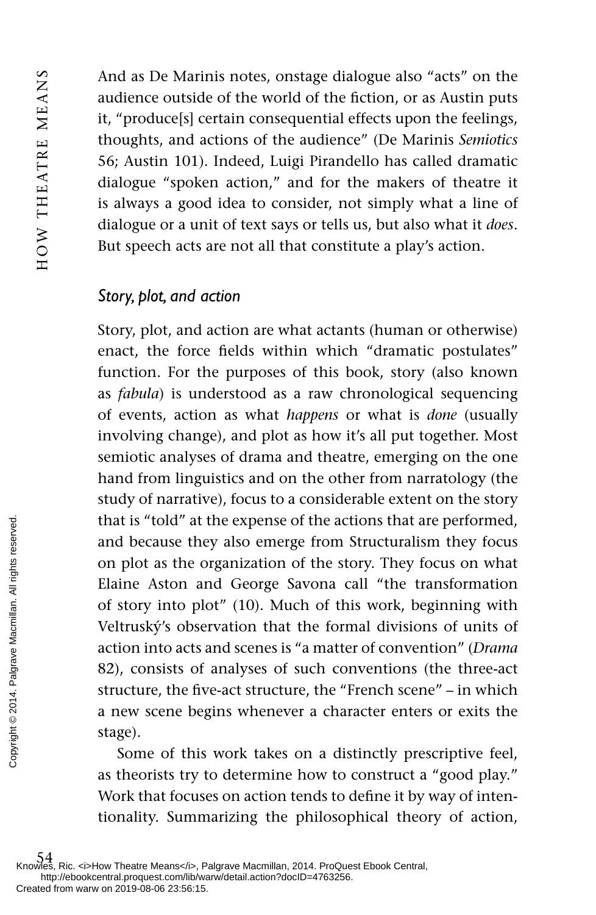And as De Marinis notes, onstage dialogue also "acts" on the audience outside of the world of the fiction, or as Austin puts it, "produce[s] certain consequential effects upon the feelings, thoughts, and actions of the audience" (De Marinis *Semiotics* 56; Austin 101). Indeed, Luigi Pirandello has called dramatic dialogue "spoken action," and for the makers of theatre it is always a good idea to consider, not simply what a line of dialogue or a unit of text says or tells us, but also what it *does*. But speech acts are not all that constitute a play's action.

### *Story, plot, and action*

Story, plot, and action are what actants (human or otherwise) enact, the force fields within which "dramatic postulates" function. For the purposes of this book, story (also known as *fabula*) is understood as a raw chronological sequencing of events, action as what *happens* or what is *done* (usually involving change), and plot as how it's all put together. Most semiotic analyses of drama and theatre, emerging on the one hand from linguistics and on the other from narratology (the study of narrative), focus to a considerable extent on the story that is "told" at the expense of the actions that are performed, and because they also emerge from Structuralism they focus on plot as the organization of the story. They focus on what Elaine Aston and George Savona call "the transformation of story into plot" (10). Much of this work, beginning with Veltruský's observation that the formal divisions of units of action into acts and scenes is "a matter of convention" (*Drama* 82), consists of analyses of such conventions (the three-act structure, the five-act structure, the "French scene" – in which a new scene begins whenever a character enters or exits the stage).

Some of this work takes on a distinctly prescriptive feel, as theorists try to determine how to construct a "good play." Work that focuses on action tends to define it by way of intentionality. Summarizing the philosophical theory of action,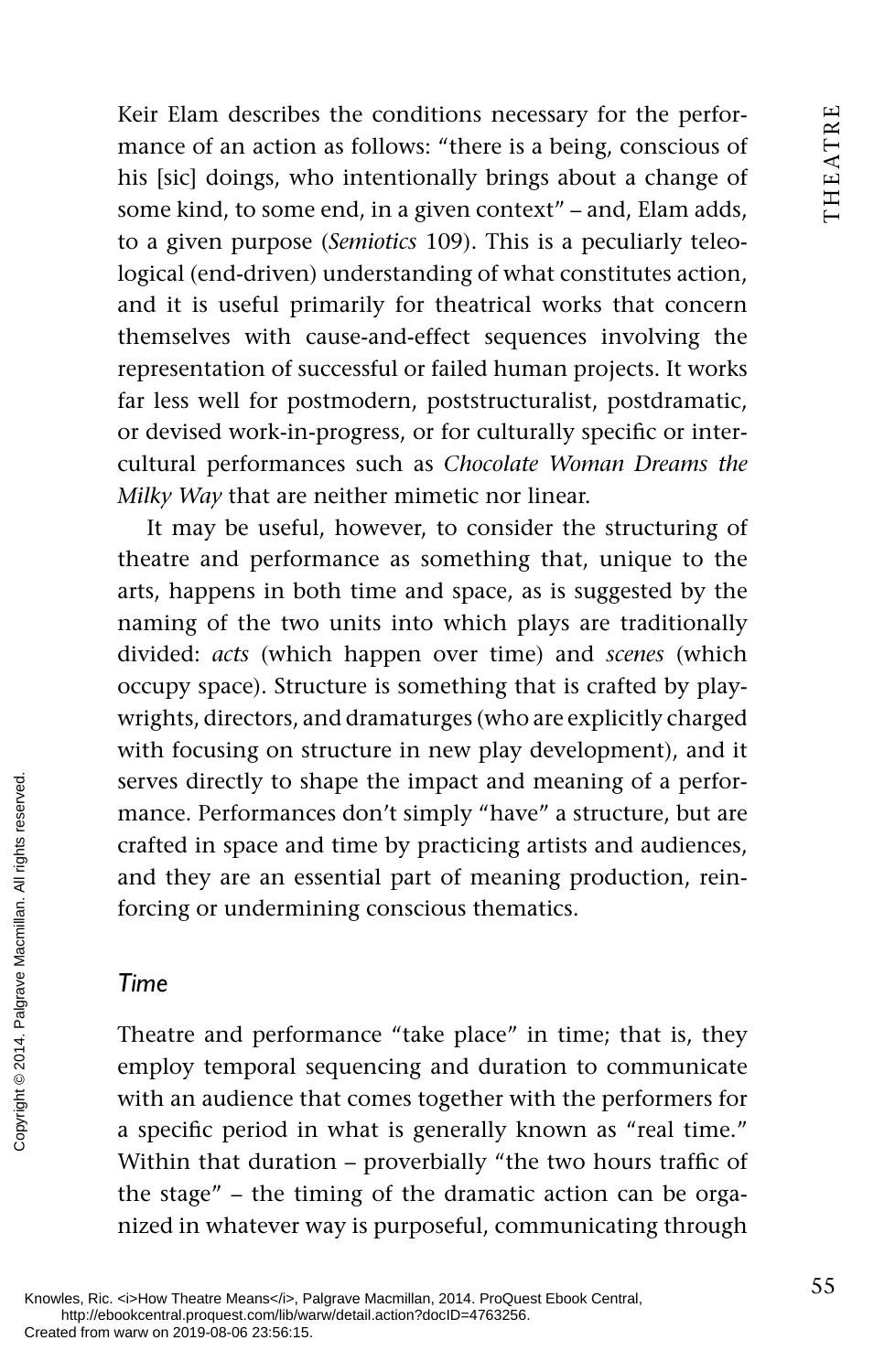Keir Elam describes the conditions necessary for the performance of an action as follows: "there is a being, conscious of his [sic] doings, who intentionally brings about a change of some kind, to some end, in a given context" – and, Elam adds, to a given purpose (*Semiotics* 109). This is a peculiarly teleological (end-driven) understanding of what constitutes action, and it is useful primarily for theatrical works that concern themselves with cause-and-effect sequences involving the representation of successful or failed human projects. It works far less well for postmodern, poststructuralist, postdramatic, or devised work-in-progress, or for culturally specific or intercultural performances such as *Chocolate Woman Dreams the Milky Way* that are neither mimetic nor linear.

It may be useful, however, to consider the structuring of theatre and performance as something that, unique to the arts, happens in both time and space, as is suggested by the naming of the two units into which plays are traditionally divided: *acts* (which happen over time) and *scenes* (which occupy space). Structure is something that is crafted by playwrights, directors, and dramaturges (who are explicitly charged with focusing on structure in new play development), and it serves directly to shape the impact and meaning of a performance. Performances don't simply "have" a structure, but are crafted in space and time by practicing artists and audiences, and they are an essential part of meaning production, reinforcing or undermining conscious thematics.

### *Time*

Theatre and performance "take place" in time; that is, they employ temporal sequencing and duration to communicate with an audience that comes together with the performers for a specific period in what is generally known as "real time." Within that duration – proverbially "the two hours traffic of the stage" – the timing of the dramatic action can be organized in whatever way is purposeful, communicating through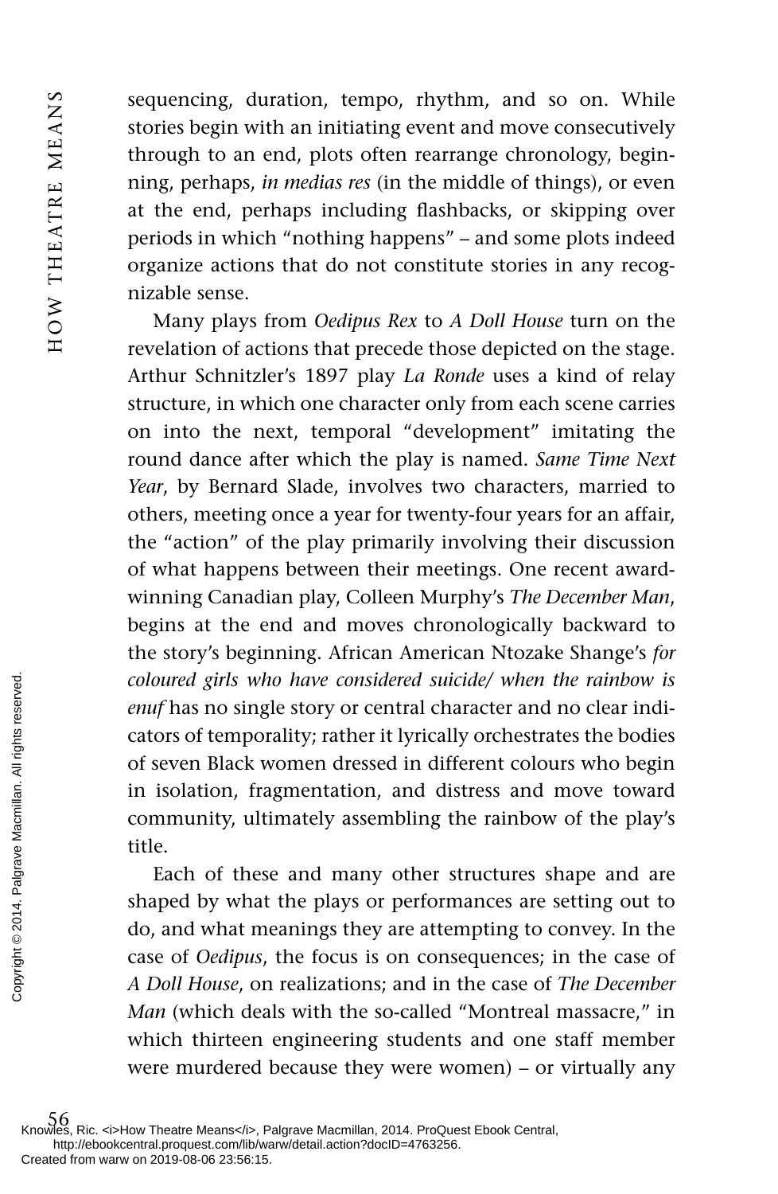sequencing, duration, tempo, rhythm, and so on. While stories begin with an initiating event and move consecutively through to an end, plots often rearrange chronology, beginning, perhaps, *in medias res* (in the middle of things), or even at the end, perhaps including flashbacks, or skipping over periods in which "nothing happens" – and some plots indeed organize actions that do not constitute stories in any recognizable sense.

Many plays from *Oedipus Rex* to *A Doll House* turn on the revelation of actions that precede those depicted on the stage. Arthur Schnitzler's 1897 play *La Ronde* uses a kind of relay structure, in which one character only from each scene carries on into the next, temporal "development" imitating the round dance after which the play is named. *Same Time Next Year*, by Bernard Slade, involves two characters, married to others, meeting once a year for twenty-four years for an affair, the "action" of the play primarily involving their discussion of what happens between their meetings. One recent award-winning Canadian play, Colleen Murphy's *The December Man*, begins at the end and moves chronologically backward to the story's beginning. African American Ntozake Shange's *for coloured girls who have considered suicide/ when the rainbow is enuf* has no single story or central character and no clear indicators of temporality; rather it lyrically orchestrates the bodies of seven Black women dressed in different colours who begin in isolation, fragmentation, and distress and move toward community, ultimately assembling the rainbow of the play's title.

Each of these and many other structures shape and are shaped by what the plays or performances are setting out to do, and what meanings they are attempting to convey. In the case of *Oedipus*, the focus is on consequences; in the case of *A Doll House*, on realizations; and in the case of *The December Man* (which deals with the so-called "Montreal massacre," in which thirteen engineering students and one staff member were murdered because they were women) – or virtually any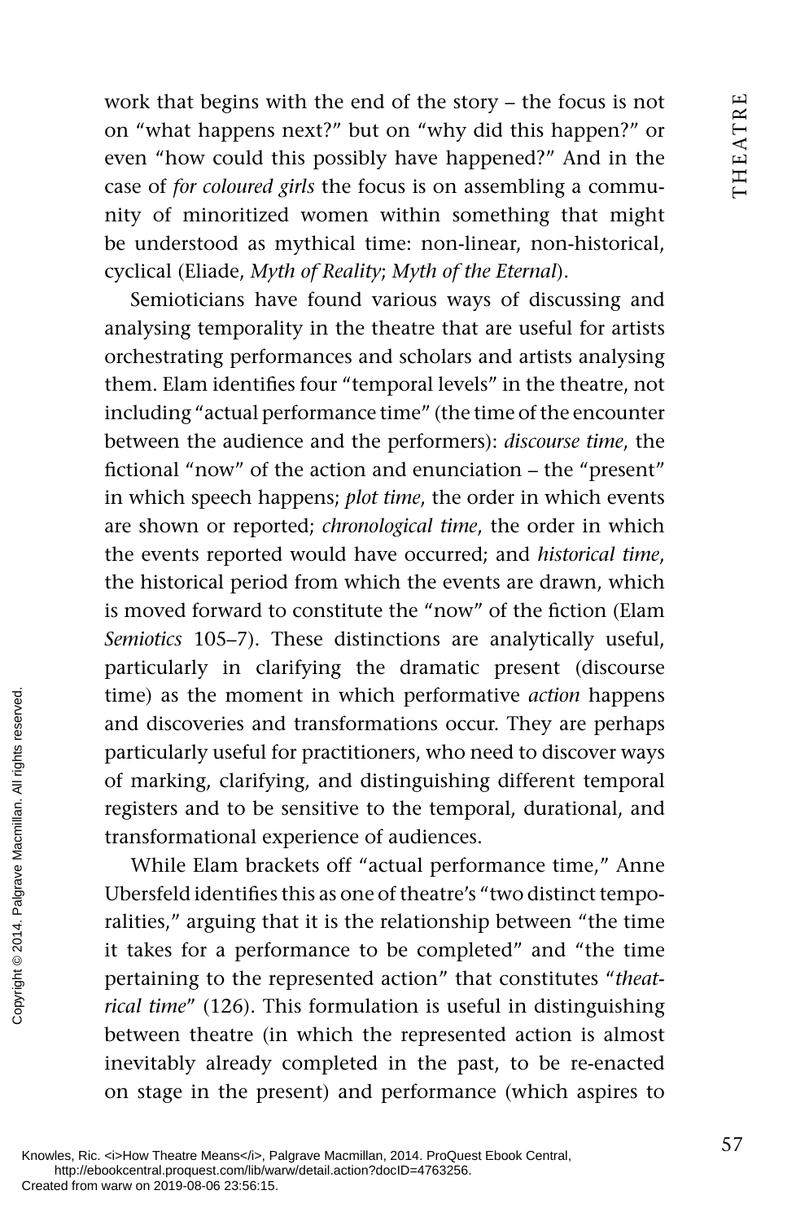work that begins with the end of the story – the focus is not on "what happens next?" but on "why did this happen?" or even "how could this possibly have happened?" And in the case of *for coloured girls* the focus is on assembling a community of minoritized women within something that might be understood as mythical time: non-linear, non-historical, cyclical (Eliade, *Myth of Reality*; *Myth of the Eternal*).

Semioticians have found various ways of discussing and analysing temporality in the theatre that are useful for artists orchestrating performances and scholars and artists analysing them. Elam identifies four "temporal levels" in the theatre, not including "actual performance time" (the time of the encounter between the audience and the performers): *discourse time*, the fictional "now" of the action and enunciation – the "present" in which speech happens; *plot time*, the order in which events are shown or reported; *chronological time*, the order in which the events reported would have occurred; and *historical time*, the historical period from which the events are drawn, which is moved forward to constitute the "now" of the fiction (Elam *Semiotics* 105–7). These distinctions are analytically useful, particularly in clarifying the dramatic present (discourse time) as the moment in which performative *action* happens and discoveries and transformations occur. They are perhaps particularly useful for practitioners, who need to discover ways of marking, clarifying, and distinguishing different temporal registers and to be sensitive to the temporal, durational, and transformational experience of audiences.

While Elam brackets off "actual performance time," Anne Ubersfeld identifies this as one of theatre's "two distinct temporalities," arguing that it is the relationship between "the time it takes for a performance to be completed" and "the time pertaining to the represented action" that constitutes "*theatrical time*" (126). This formulation is useful in distinguishing between theatre (in which the represented action is almost inevitably already completed in the past, to be re-enacted on stage in the present) and performance (which aspires to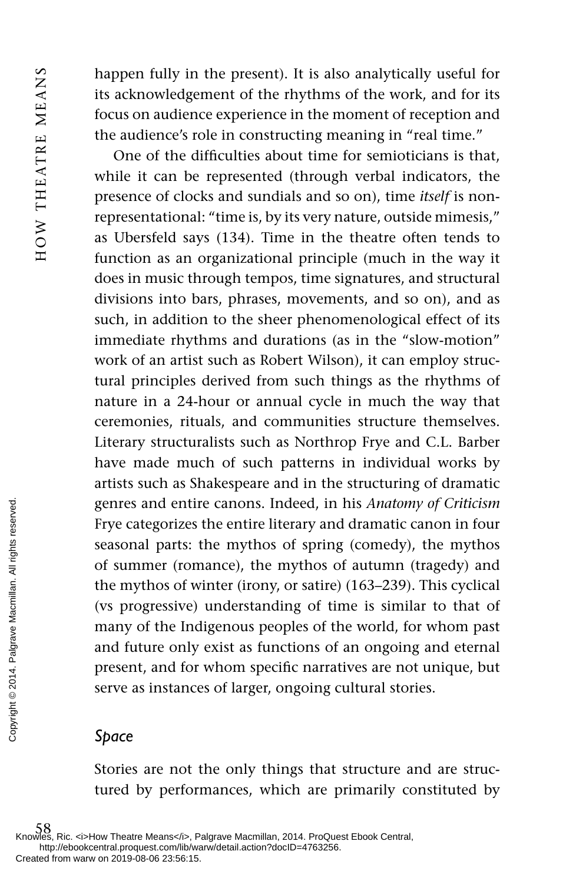happen fully in the present). It is also analytically useful for its acknowledgement of the rhythms of the work, and for its focus on audience experience in the moment of reception and the audience's role in constructing meaning in "real time."

One of the difficulties about time for semioticians is that, while it can be represented (through verbal indicators, the presence of clocks and sundials and so on), time *itself* is non-representational: "time is, by its very nature, outside mimesis," as Ubersfeld says (134). Time in the theatre often tends to function as an organizational principle (much in the way it does in music through tempos, time signatures, and structural divisions into bars, phrases, movements, and so on), and as such, in addition to the sheer phenomenological effect of its immediate rhythms and durations (as in the "slow-motion" work of an artist such as Robert Wilson), it can employ structural principles derived from such things as the rhythms of nature in a 24-hour or annual cycle in much the way that ceremonies, rituals, and communities structure themselves. Literary structuralists such as Northrop Frye and C.L. Barber have made much of such patterns in individual works by artists such as Shakespeare and in the structuring of dramatic genres and entire canons. Indeed, in his *Anatomy of Criticism* Frye categorizes the entire literary and dramatic canon in four seasonal parts: the mythos of spring (comedy), the mythos of summer (romance), the mythos of autumn (tragedy) and the mythos of winter (irony, or satire) (163–239). This cyclical (vs progressive) understanding of time is similar to that of many of the Indigenous peoples of the world, for whom past and future only exist as functions of an ongoing and eternal present, and for whom specific narratives are not unique, but serve as instances of larger, ongoing cultural stories.

### *Space*

Stories are not the only things that structure and are structured by performances, which are primarily constituted by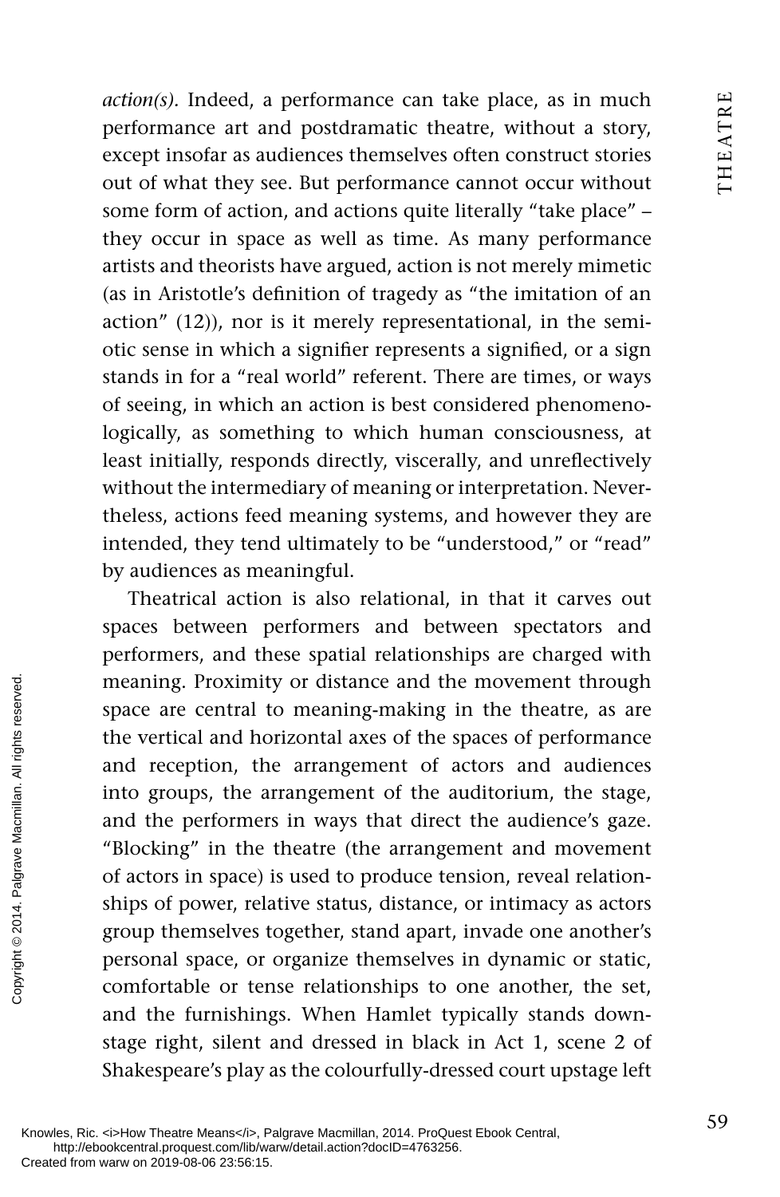*action(s)*. Indeed, a performance can take place, as in much performance art and postdramatic theatre, without a story, except insofar as audiences themselves often construct stories out of what they see. But performance cannot occur without some form of action, and actions quite literally "take place" – they occur in space as well as time. As many performance artists and theorists have argued, action is not merely mimetic (as in Aristotle's definition of tragedy as "the imitation of an action" (12)), nor is it merely representational, in the semiotic sense in which a signifier represents a signified, or a sign stands in for a "real world" referent. There are times, or ways of seeing, in which an action is best considered phenomenologically, as something to which human consciousness, at least initially, responds directly, viscerally, and unreflectively without the intermediary of meaning or interpretation. Nevertheless, actions feed meaning systems, and however they are intended, they tend ultimately to be "understood," or "read" by audiences as meaningful.

Theatrical action is also relational, in that it carves out spaces between performers and between spectators and performers, and these spatial relationships are charged with meaning. Proximity or distance and the movement through space are central to meaning-making in the theatre, as are the vertical and horizontal axes of the spaces of performance and reception, the arrangement of actors and audiences into groups, the arrangement of the auditorium, the stage, and the performers in ways that direct the audience's gaze. "Blocking" in the theatre (the arrangement and movement of actors in space) is used to produce tension, reveal relationships of power, relative status, distance, or intimacy as actors group themselves together, stand apart, invade one another's personal space, or organize themselves in dynamic or static, comfortable or tense relationships to one another, the set, and the furnishings. When Hamlet typically stands downstage right, silent and dressed in black in Act 1, scene 2 of Shakespeare's play as the colourfully-dressed court upstage left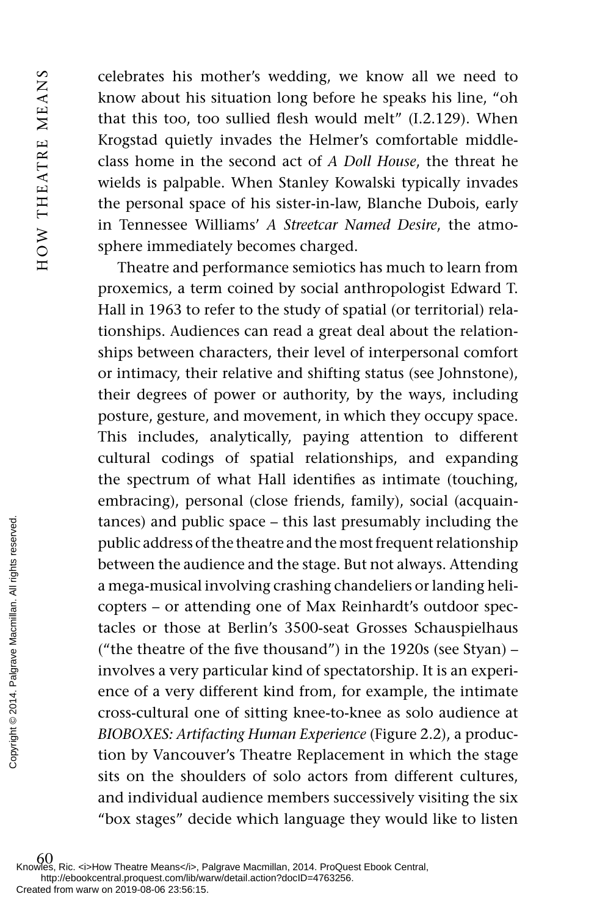celebrates his mother's wedding, we know all we need to know about his situation long before he speaks his line, "oh that this too, too sullied flesh would melt" (I.2.129). When Krogstad quietly invades the Helmer's comfortable middle-class home in the second act of *A Doll House*, the threat he wields is palpable. When Stanley Kowalski typically invades the personal space of his sister-in-law, Blanche Dubois, early in Tennessee Williams' *A Streetcar Named Desire*, the atmosphere immediately becomes charged.

Theatre and performance semiotics has much to learn from proxemics, a term coined by social anthropologist Edward T. Hall in 1963 to refer to the study of spatial (or territorial) relationships. Audiences can read a great deal about the relationships between characters, their level of interpersonal comfort or intimacy, their relative and shifting status (see Johnstone), their degrees of power or authority, by the ways, including posture, gesture, and movement, in which they occupy space. This includes, analytically, paying attention to different cultural codings of spatial relationships, and expanding the spectrum of what Hall identifies as intimate (touching, embracing), personal (close friends, family), social (acquaintances) and public space – this last presumably including the public address of the theatre and the most frequent relationship between the audience and the stage. But not always. Attending a mega-musical involving crashing chandeliers or landing helicopters – or attending one of Max Reinhardt's outdoor spectacles or those at Berlin's 3500-seat Grosses Schauspielhaus ("the theatre of the five thousand") in the 1920s (see Styan) – involves a very particular kind of spectatorship. It is an experience of a very different kind from, for example, the intimate cross-cultural one of sitting knee-to-knee as solo audience at *BIOBOXES: Artifacting Human Experience* (Figure 2.2), a production by Vancouver's Theatre Replacement in which the stage sits on the shoulders of solo actors from different cultures, and individual audience members successively visiting the six "box stages" decide which language they would like to listen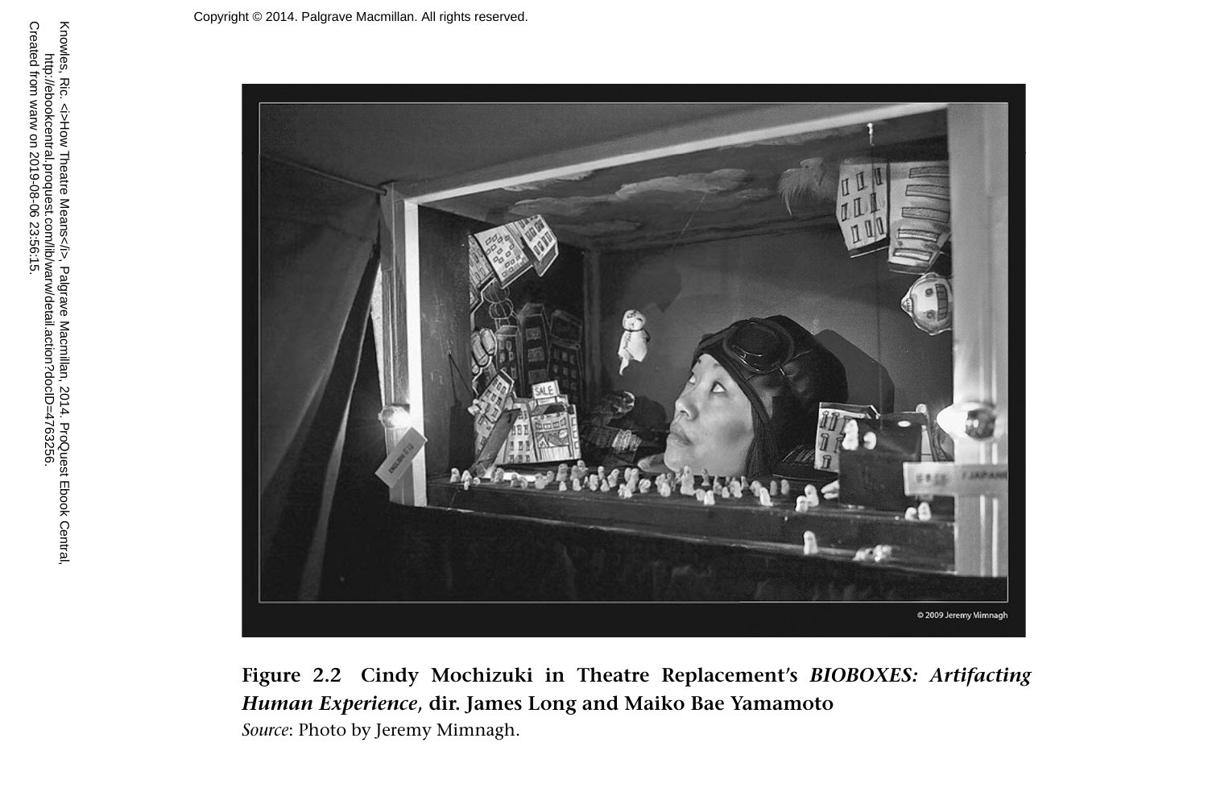**Figure 2.2 Cindy Mochizuki in Theatre Replacement's *BIOBOXES: Artifacting Human Experience*, dir. James Long and Maiko Bae Yamamoto**

*Source*: Photo by Jeremy Mimnagh.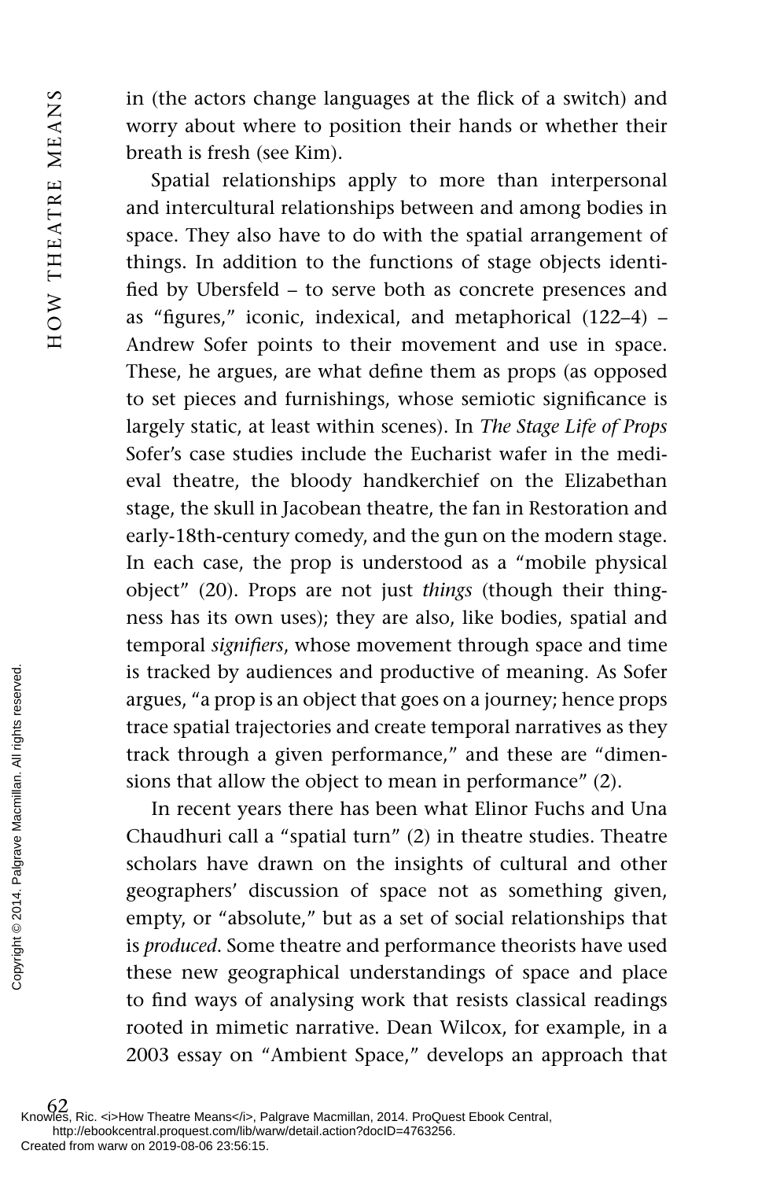in (the actors change languages at the flick of a switch) and worry about where to position their hands or whether their breath is fresh (see Kim).

Spatial relationships apply to more than interpersonal and intercultural relationships between and among bodies in space. They also have to do with the spatial arrangement of things. In addition to the functions of stage objects identified by Ubersfeld – to serve both as concrete presences and as "figures," iconic, indexical, and metaphorical (122–4) – Andrew Sofer points to their movement and use in space. These, he argues, are what define them as props (as opposed to set pieces and furnishings, whose semiotic significance is largely static, at least within scenes). In *The Stage Life of Props* Sofer's case studies include the Eucharist wafer in the medieval theatre, the bloody handkerchief on the Elizabethan stage, the skull in Jacobean theatre, the fan in Restoration and early-18th-century comedy, and the gun on the modern stage. In each case, the prop is understood as a "mobile physical object" (20). Props are not just *things* (though their thingness has its own uses); they are also, like bodies, spatial and temporal *signifiers*, whose movement through space and time is tracked by audiences and productive of meaning. As Sofer argues, "a prop is an object that goes on a journey; hence props trace spatial trajectories and create temporal narratives as they track through a given performance," and these are "dimensions that allow the object to mean in performance" (2).

In recent years there has been what Elinor Fuchs and Una Chaudhuri call a "spatial turn" (2) in theatre studies. Theatre scholars have drawn on the insights of cultural and other geographers' discussion of space not as something given, empty, or "absolute," but as a set of social relationships that is *produced*. Some theatre and performance theorists have used these new geographical understandings of space and place to find ways of analysing work that resists classical readings rooted in mimetic narrative. Dean Wilcox, for example, in a 2003 essay on "Ambient Space," develops an approach that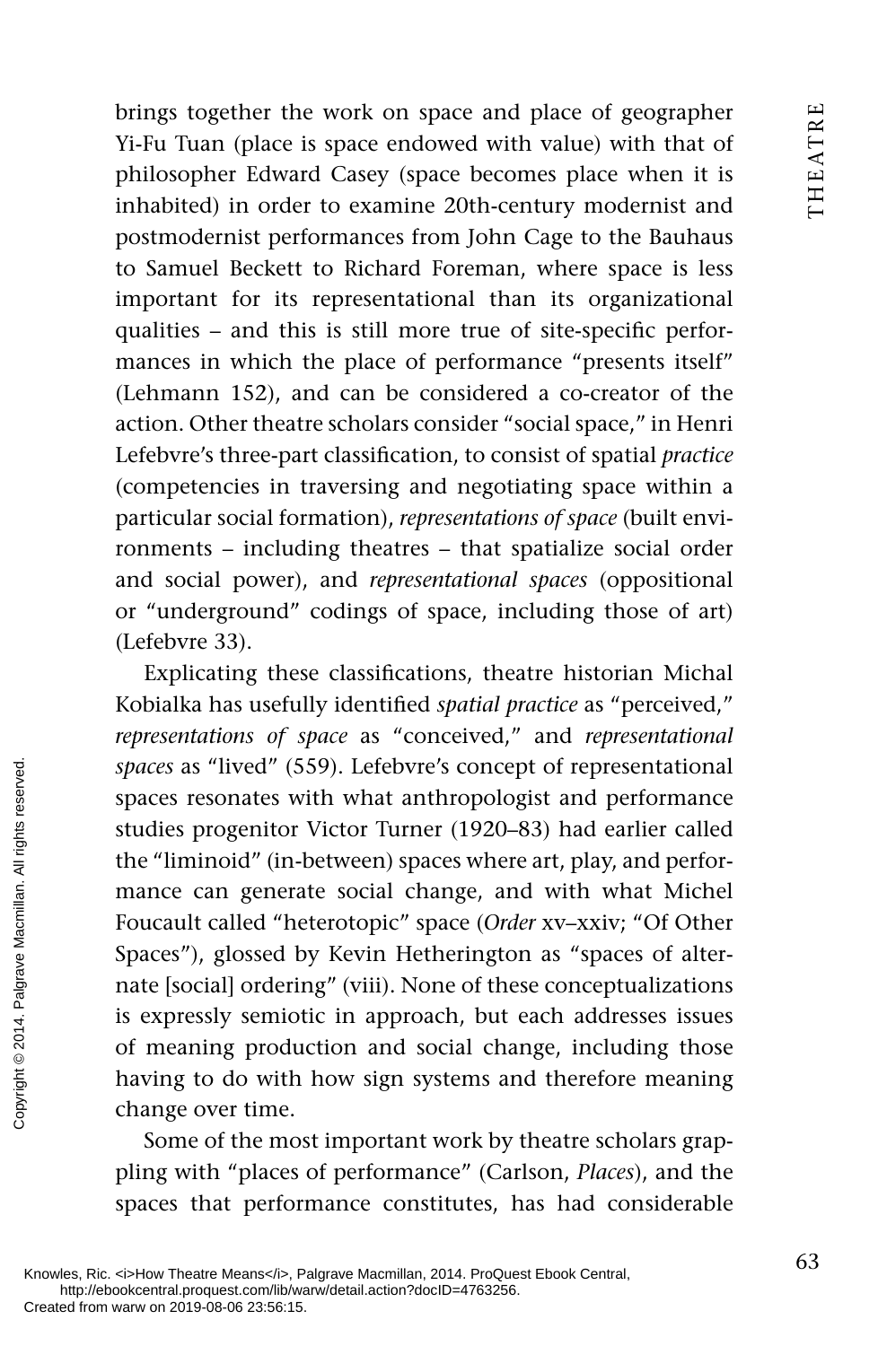brings together the work on space and place of geographer Yi-Fu Tuan (place is space endowed with value) with that of philosopher Edward Casey (space becomes place when it is inhabited) in order to examine 20th-century modernist and postmodernist performances from John Cage to the Bauhaus to Samuel Beckett to Richard Foreman, where space is less important for its representational than its organizational qualities – and this is still more true of site-specific performances in which the place of performance "presents itself" (Lehmann 152), and can be considered a co-creator of the action. Other theatre scholars consider "social space," in Henri Lefebvre's three-part classification, to consist of spatial *practice* (competencies in traversing and negotiating space within a particular social formation), *representations of space* (built environments – including theatres – that spatialize social order and social power), and *representational spaces* (oppositional or "underground" codings of space, including those of art) (Lefebvre 33).

Explicating these classifications, theatre historian Michal Kobialka has usefully identified *spatial practice* as "perceived," *representations of space* as "conceived," and *representational spaces* as "lived" (559). Lefebvre's concept of representational spaces resonates with what anthropologist and performance studies progenitor Victor Turner (1920–83) had earlier called the "liminoid" (in-between) spaces where art, play, and performance can generate social change, and with what Michel Foucault called "heterotopic" space (*Order* xv–xxiv; "Of Other Spaces"), glossed by Kevin Hetherington as "spaces of alternate [social] ordering" (viii). None of these conceptualizations is expressly semiotic in approach, but each addresses issues of meaning production and social change, including those having to do with how sign systems and therefore meaning change over time.

Some of the most important work by theatre scholars grappling with "places of performance" (Carlson, *Places*), and the spaces that performance constitutes, has had considerable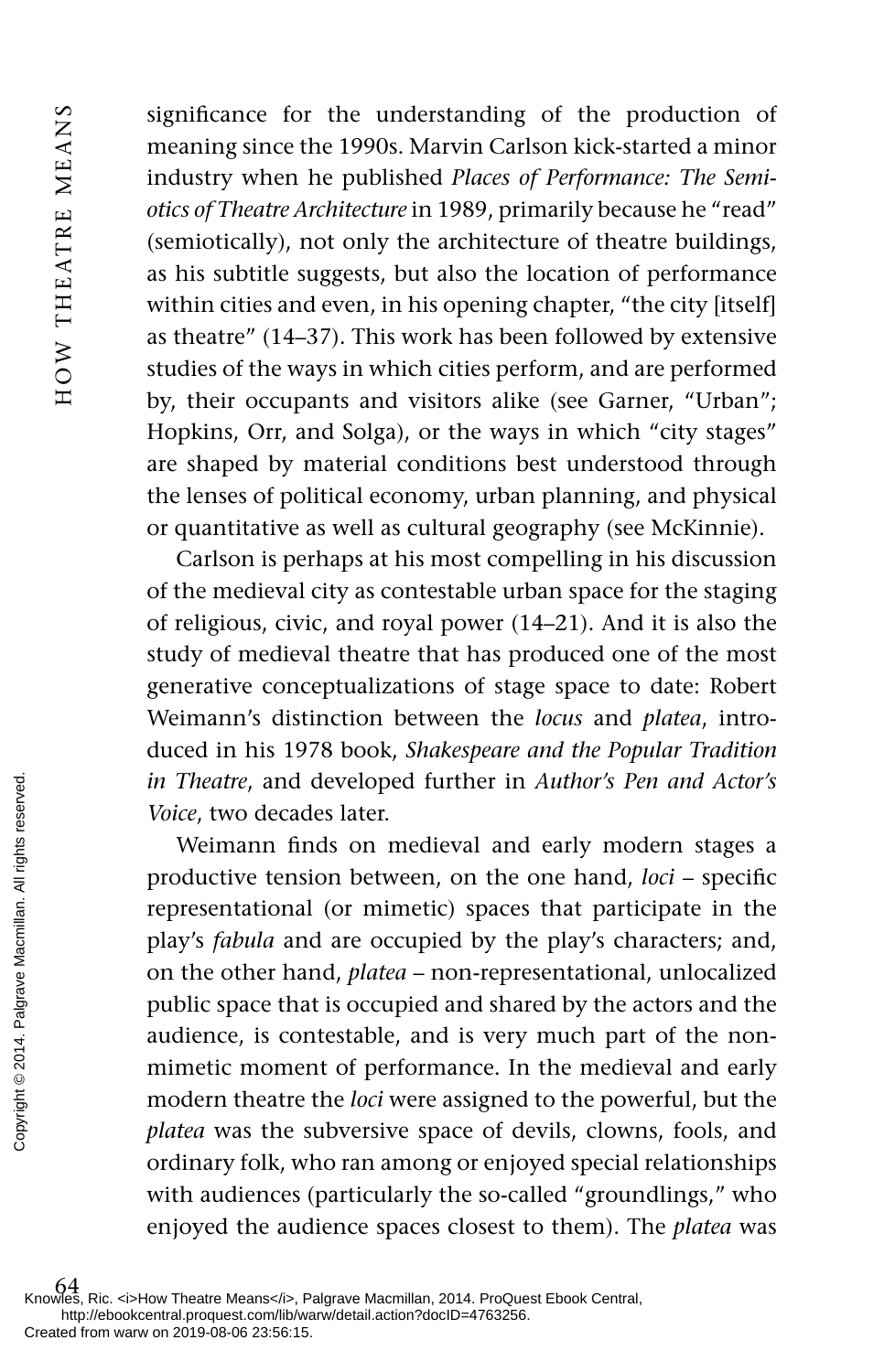significance for the understanding of the production of meaning since the 1990s. Marvin Carlson kick-started a minor industry when he published *Places of Performance: The Semiotics of Theatre Architecture* in 1989, primarily because he "read" (semiotically), not only the architecture of theatre buildings, as his subtitle suggests, but also the location of performance within cities and even, in his opening chapter, "the city [itself] as theatre" (14–37). This work has been followed by extensive studies of the ways in which cities perform, and are performed by, their occupants and visitors alike (see Garner, "Urban"; Hopkins, Orr, and Solga), or the ways in which "city stages" are shaped by material conditions best understood through the lenses of political economy, urban planning, and physical or quantitative as well as cultural geography (see McKinnie).

Carlson is perhaps at his most compelling in his discussion of the medieval city as contestable urban space for the staging of religious, civic, and royal power (14–21). And it is also the study of medieval theatre that has produced one of the most generative conceptualizations of stage space to date: Robert Weimann's distinction between the *locus* and *platea*, introduced in his 1978 book, *Shakespeare and the Popular Tradition in Theatre*, and developed further in *Author's Pen and Actor's Voice*, two decades later.

Weimann finds on medieval and early modern stages a productive tension between, on the one hand, *loci* – specific representational (or mimetic) spaces that participate in the play's *fabula* and are occupied by the play's characters; and, on the other hand, *platea* – non-representational, unlocalized public space that is occupied and shared by the actors and the audience, is contestable, and is very much part of the non-mimetic moment of performance. In the medieval and early modern theatre the *loci* were assigned to the powerful, but the *platea* was the subversive space of devils, clowns, fools, and ordinary folk, who ran among or enjoyed special relationships with audiences (particularly the so-called "groundlings," who enjoyed the audience spaces closest to them). The *platea* was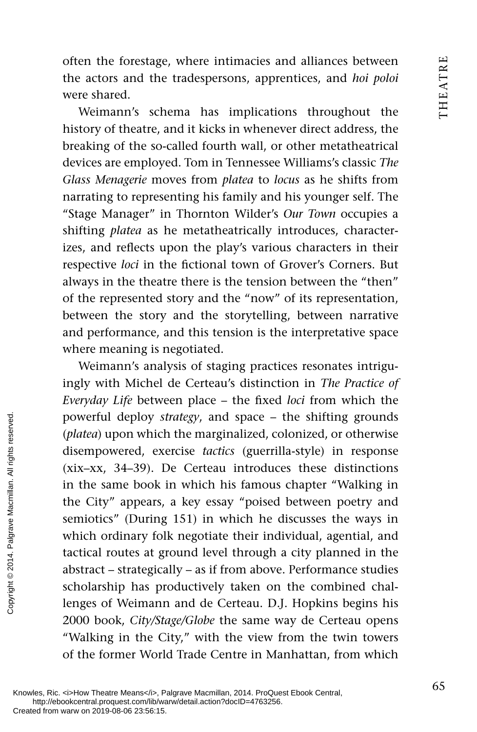often the forestage, where intimacies and alliances between the actors and the tradespersons, apprentices, and *hoi poloi* were shared.

Weimann's schema has implications throughout the history of theatre, and it kicks in whenever direct address, the breaking of the so-called fourth wall, or other metatheatrical devices are employed. Tom in Tennessee Williams's classic *The Glass Menagerie* moves from *platea* to *locus* as he shifts from narrating to representing his family and his younger self. The "Stage Manager" in Thornton Wilder's *Our Town* occupies a shifting *platea* as he metatheatrically introduces, characterizes, and reflects upon the play's various characters in their respective *loci* in the fictional town of Grover's Corners. But always in the theatre there is the tension between the "then" of the represented story and the "now" of its representation, between the story and the storytelling, between narrative and performance, and this tension is the interpretative space where meaning is negotiated.

Weimann's analysis of staging practices resonates intriguingly with Michel de Certeau's distinction in *The Practice of Everyday Life* between place – the fixed *loci* from which the powerful deploy *strategy*, and space – the shifting grounds (*platea*) upon which the marginalized, colonized, or otherwise disempowered, exercise *tactics* (guerrilla-style) in response (xix–xx, 34–39). De Certeau introduces these distinctions in the same book in which his famous chapter "Walking in the City" appears, a key essay "poised between poetry and semiotics" (During 151) in which he discusses the ways in which ordinary folk negotiate their individual, agential, and tactical routes at ground level through a city planned in the abstract – strategically – as if from above. Performance studies scholarship has productively taken on the combined challenges of Weimann and de Certeau. D.J. Hopkins begins his 2000 book, *City/Stage/Globe* the same way de Certeau opens "Walking in the City," with the view from the twin towers of the former World Trade Centre in Manhattan, from which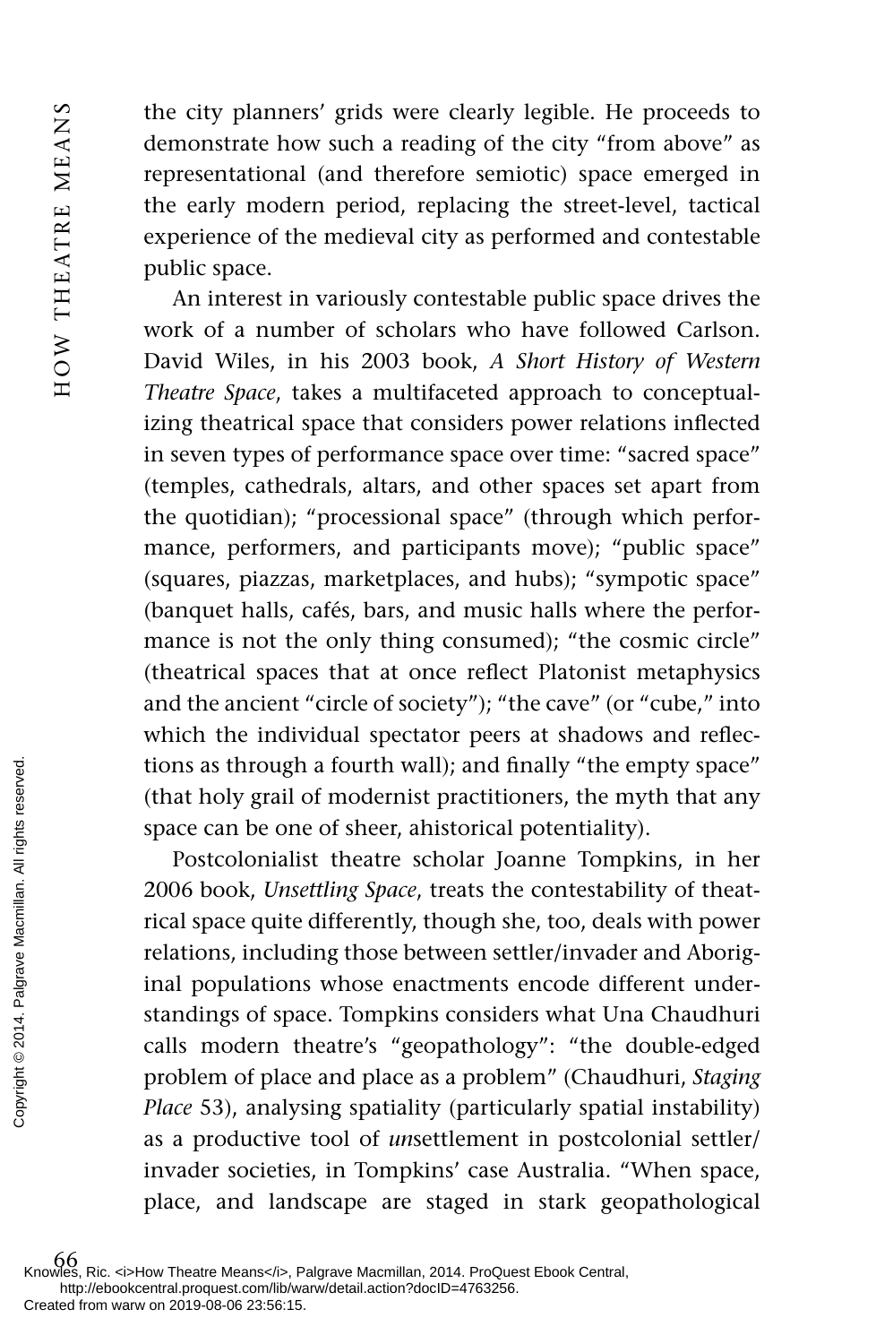the city planners' grids were clearly legible. He proceeds to demonstrate how such a reading of the city "from above" as representational (and therefore semiotic) space emerged in the early modern period, replacing the street-level, tactical experience of the medieval city as performed and contestable public space.

An interest in variously contestable public space drives the work of a number of scholars who have followed Carlson. David Wiles, in his 2003 book, *A Short History of Western Theatre Space*, takes a multifaceted approach to conceptualizing theatrical space that considers power relations inflected in seven types of performance space over time: "sacred space" (temples, cathedrals, altars, and other spaces set apart from the quotidian); "processional space" (through which performance, performers, and participants move); "public space" (squares, piazzas, marketplaces, and hubs); "sympotic space" (banquet halls, cafés, bars, and music halls where the performance is not the only thing consumed); "the cosmic circle" (theatrical spaces that at once reflect Platonist metaphysics and the ancient "circle of society"); "the cave" (or "cube," into which the individual spectator peers at shadows and reflections as through a fourth wall); and finally "the empty space" (that holy grail of modernist practitioners, the myth that any space can be one of sheer, ahistorical potentiality).

Postcolonialist theatre scholar Joanne Tompkins, in her 2006 book, *Unsettling Space*, treats the contestability of theatrical space quite differently, though she, too, deals with power relations, including those between settler/invader and Aboriginal populations whose enactments encode different understandings of space. Tompkins considers what Una Chaudhuri calls modern theatre's "geopathology": "the double-edged problem of place and place as a problem" (Chaudhuri, *Staging Place* 53), analysing spatiality (particularly spatial instability) as a productive tool of *un*settlement in postcolonial settler/invader societies, in Tompkins' case Australia. "When space, place, and landscape are staged in stark geopathological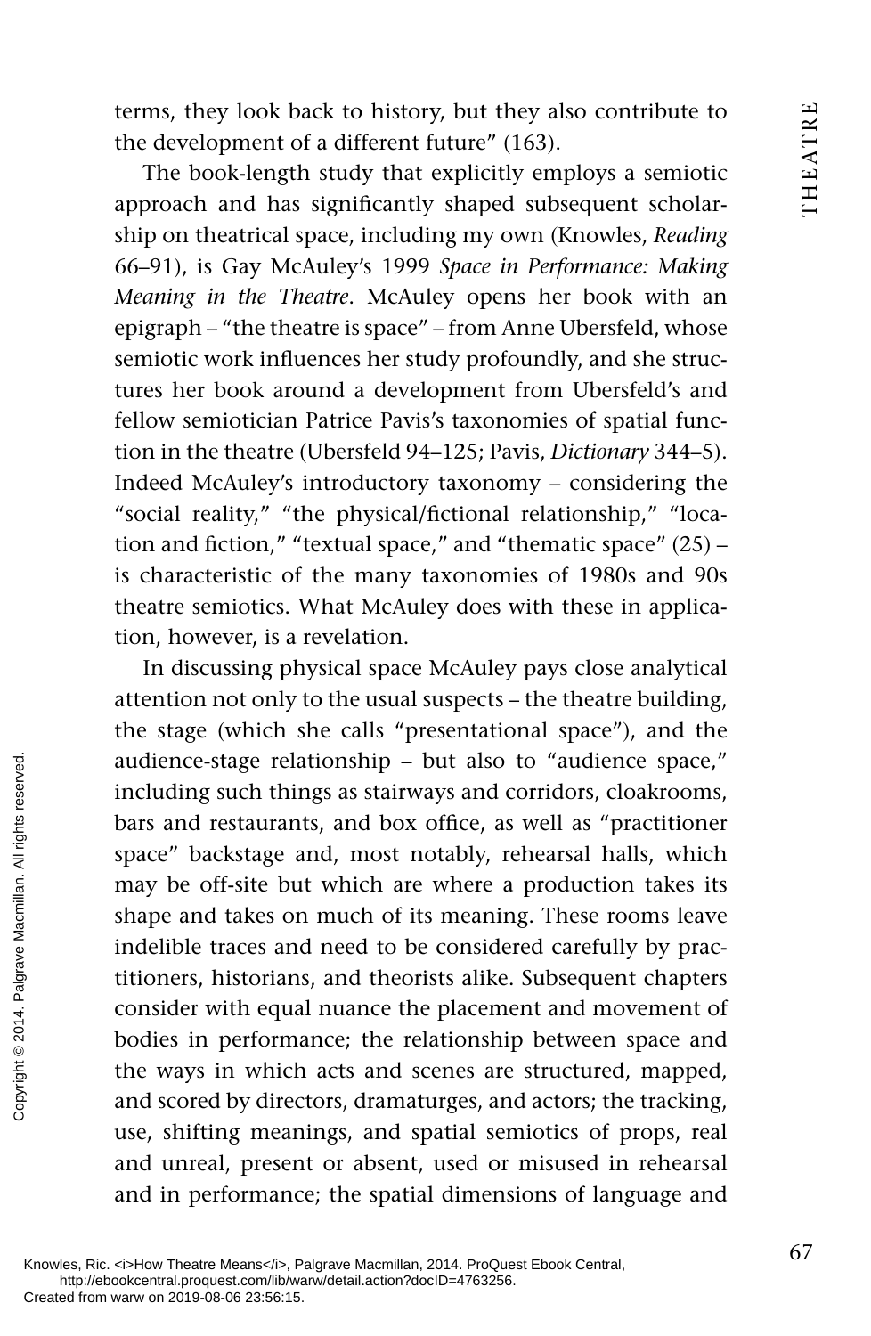terms, they look back to history, but they also contribute to the development of a different future" (163).

The book-length study that explicitly employs a semiotic approach and has significantly shaped subsequent scholarship on theatrical space, including my own (Knowles, *Reading* 66–91), is Gay McAuley's 1999 *Space in Performance: Making Meaning in the Theatre*. McAuley opens her book with an epigraph – "the theatre is space" – from Anne Ubersfeld, whose semiotic work influences her study profoundly, and she structures her book around a development from Ubersfeld's and fellow semiotician Patrice Pavis's taxonomies of spatial function in the theatre (Ubersfeld 94–125; Pavis, *Dictionary* 344–5). Indeed McAuley's introductory taxonomy – considering the "social reality," "the physical/fictional relationship," "location and fiction," "textual space," and "thematic space" (25) – is characteristic of the many taxonomies of 1980s and 90s theatre semiotics. What McAuley does with these in application, however, is a revelation.

In discussing physical space McAuley pays close analytical attention not only to the usual suspects – the theatre building, the stage (which she calls "presentational space"), and the audience-stage relationship – but also to "audience space," including such things as stairways and corridors, cloakrooms, bars and restaurants, and box office, as well as "practitioner space" backstage and, most notably, rehearsal halls, which may be off-site but which are where a production takes its shape and takes on much of its meaning. These rooms leave indelible traces and need to be considered carefully by practitioners, historians, and theorists alike. Subsequent chapters consider with equal nuance the placement and movement of bodies in performance; the relationship between space and the ways in which acts and scenes are structured, mapped, and scored by directors, dramaturges, and actors; the tracking, use, shifting meanings, and spatial semiotics of props, real and unreal, present or absent, used or misused in rehearsal and in performance; the spatial dimensions of language and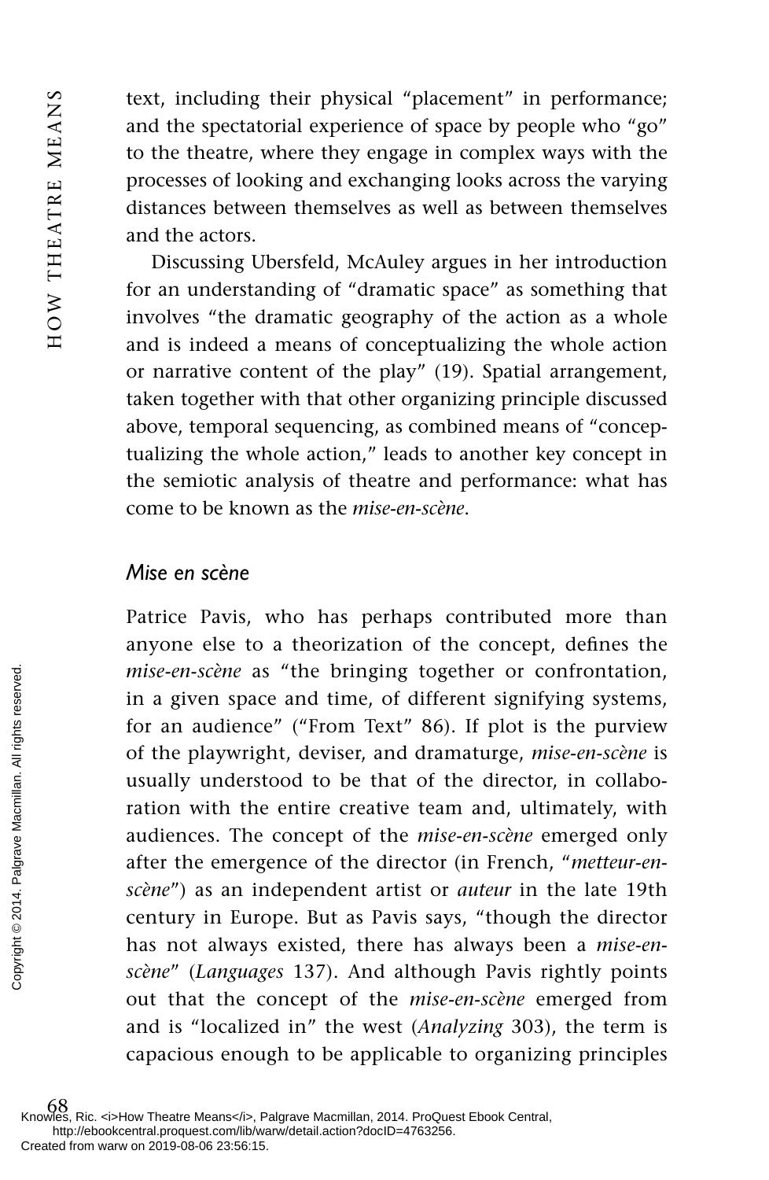text, including their physical "placement" in performance; and the spectatorial experience of space by people who "go" to the theatre, where they engage in complex ways with the processes of looking and exchanging looks across the varying distances between themselves as well as between themselves and the actors.

Discussing Ubersfeld, McAuley argues in her introduction for an understanding of "dramatic space" as something that involves "the dramatic geography of the action as a whole and is indeed a means of conceptualizing the whole action or narrative content of the play" (19). Spatial arrangement, taken together with that other organizing principle discussed above, temporal sequencing, as combined means of "conceptualizing the whole action," leads to another key concept in the semiotic analysis of theatre and performance: what has come to be known as the *mise-en-scène*.

### *Mise en scène*

Patrice Pavis, who has perhaps contributed more than anyone else to a theorization of the concept, defines the *mise-en-scène* as "the bringing together or confrontation, in a given space and time, of different signifying systems, for an audience" ("From Text" 86). If plot is the purview of the playwright, deviser, and dramaturge, *mise-en-scène* is usually understood to be that of the director, in collaboration with the entire creative team and, ultimately, with audiences. The concept of the *mise-en-scène* emerged only after the emergence of the director (in French, "*metteur-en-scène*") as an independent artist or *auteur* in the late 19th century in Europe. But as Pavis says, "though the director has not always existed, there has always been a *mise-en-scène*" (*Languages* 137). And although Pavis rightly points out that the concept of the *mise-en-scène* emerged from and is "localized in" the west (*Analyzing* 303), the term is capacious enough to be applicable to organizing principles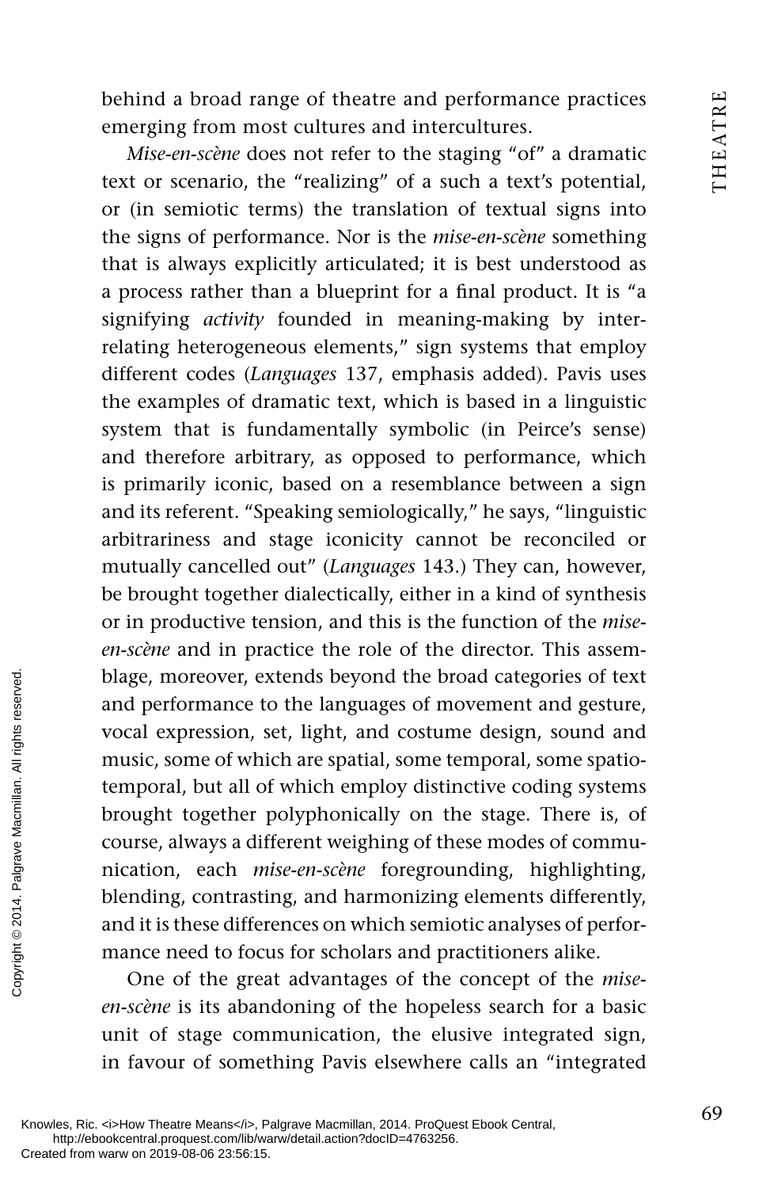behind a broad range of theatre and performance practices emerging from most cultures and intercultures.

*Mise-en-scène* does not refer to the staging "of" a dramatic text or scenario, the "realizing" of a such a text's potential, or (in semiotic terms) the translation of textual signs into the signs of performance. Nor is the *mise-en-scène* something that is always explicitly articulated; it is best understood as a process rather than a blueprint for a final product. It is "a signifying *activity* founded in meaning-making by inter-relating heterogeneous elements," sign systems that employ different codes (*Languages* 137, emphasis added). Pavis uses the examples of dramatic text, which is based in a linguistic system that is fundamentally symbolic (in Peirce's sense) and therefore arbitrary, as opposed to performance, which is primarily iconic, based on a resemblance between a sign and its referent. "Speaking semiologically," he says, "linguistic arbitrariness and stage iconicity cannot be reconciled or mutually cancelled out" (*Languages* 143.) They can, however, be brought together dialectically, either in a kind of synthesis or in productive tension, and this is the function of the *mise-en-scène* and in practice the role of the director. This assemblage, moreover, extends beyond the broad categories of text and performance to the languages of movement and gesture, vocal expression, set, light, and costume design, sound and music, some of which are spatial, some temporal, some spatio-temporal, but all of which employ distinctive coding systems brought together polyphonically on the stage. There is, of course, always a different weighing of these modes of communication, each *mise-en-scène* foregrounding, highlighting, blending, contrasting, and harmonizing elements differently, and it is these differences on which semiotic analyses of performance need to focus for scholars and practitioners alike.

One of the great advantages of the concept of the *mise-en-scène* is its abandoning of the hopeless search for a basic unit of stage communication, the elusive integrated sign, in favour of something Pavis elsewhere calls an "integrated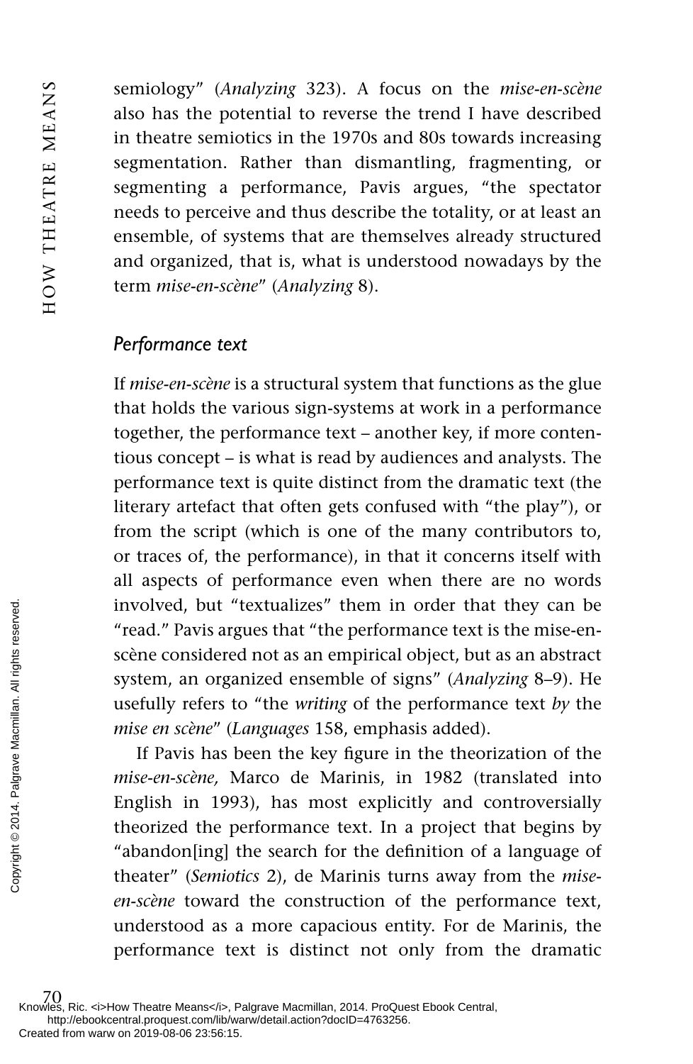semiology" (*Analyzing* 323). A focus on the *mise-en-scène* also has the potential to reverse the trend I have described in theatre semiotics in the 1970s and 80s towards increasing segmentation. Rather than dismantling, fragmenting, or segmenting a performance, Pavis argues, "the spectator needs to perceive and thus describe the totality, or at least an ensemble, of systems that are themselves already structured and organized, that is, what is understood nowadays by the term *mise-en-scène*" (*Analyzing* 8).

### *Performance text*

If *mise-en-scène* is a structural system that functions as the glue that holds the various sign-systems at work in a performance together, the performance text – another key, if more contentious concept – is what is read by audiences and analysts. The performance text is quite distinct from the dramatic text (the literary artefact that often gets confused with "the play"), or from the script (which is one of the many contributors to, or traces of, the performance), in that it concerns itself with all aspects of performance even when there are no words involved, but "textualizes" them in order that they can be "read." Pavis argues that "the performance text is the mise-en-scène considered not as an empirical object, but as an abstract system, an organized ensemble of signs" (*Analyzing* 8–9). He usefully refers to "the *writing* of the performance text *by* the *mise en scène*" (*Languages* 158, emphasis added).

If Pavis has been the key figure in the theorization of the *mise-en-scène,* Marco de Marinis, in 1982 (translated into English in 1993), has most explicitly and controversially theorized the performance text. In a project that begins by "abandon[ing] the search for the definition of a language of theater" (*Semiotics* 2), de Marinis turns away from the *mise-en-scène* toward the construction of the performance text, understood as a more capacious entity. For de Marinis, the performance text is distinct not only from the dramatic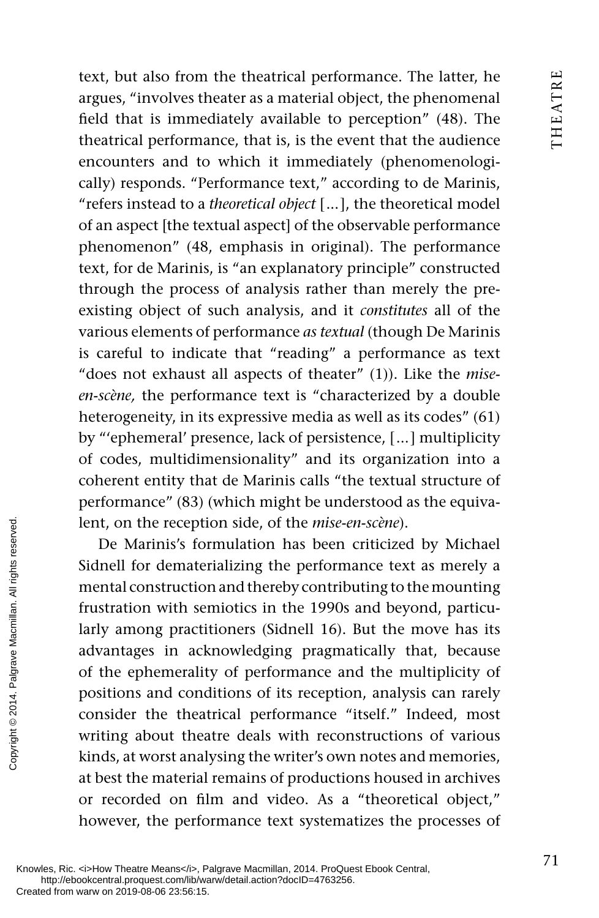text, but also from the theatrical performance. The latter, he argues, "involves theater as a material object, the phenomenal field that is immediately available to perception" (48). The theatrical performance, that is, is the event that the audience encounters and to which it immediately (phenomenologically) responds. "Performance text," according to de Marinis, "refers instead to a *theoretical object* [...], the theoretical model of an aspect [the textual aspect] of the observable performance phenomenon" (48, emphasis in original). The performance text, for de Marinis, is "an explanatory principle" constructed through the process of analysis rather than merely the pre-existing object of such analysis, and it *constitutes* all of the various elements of performance *as textual* (though De Marinis is careful to indicate that "reading" a performance as text "does not exhaust all aspects of theater" (1)). Like the *mise-en-scène,* the performance text is "characterized by a double heterogeneity, in its expressive media as well as its codes" (61) by "'ephemeral' presence, lack of persistence, [...] multiplicity of codes, multidimensionality" and its organization into a coherent entity that de Marinis calls "the textual structure of performance" (83) (which might be understood as the equivalent, on the reception side, of the *mise-en-scène*).

De Marinis's formulation has been criticized by Michael Sidnell for dematerializing the performance text as merely a mental construction and thereby contributing to the mounting frustration with semiotics in the 1990s and beyond, particularly among practitioners (Sidnell 16). But the move has its advantages in acknowledging pragmatically that, because of the ephemerality of performance and the multiplicity of positions and conditions of its reception, analysis can rarely consider the theatrical performance "itself." Indeed, most writing about theatre deals with reconstructions of various kinds, at worst analysing the writer's own notes and memories, at best the material remains of productions housed in archives or recorded on film and video. As a "theoretical object," however, the performance text systematizes the processes of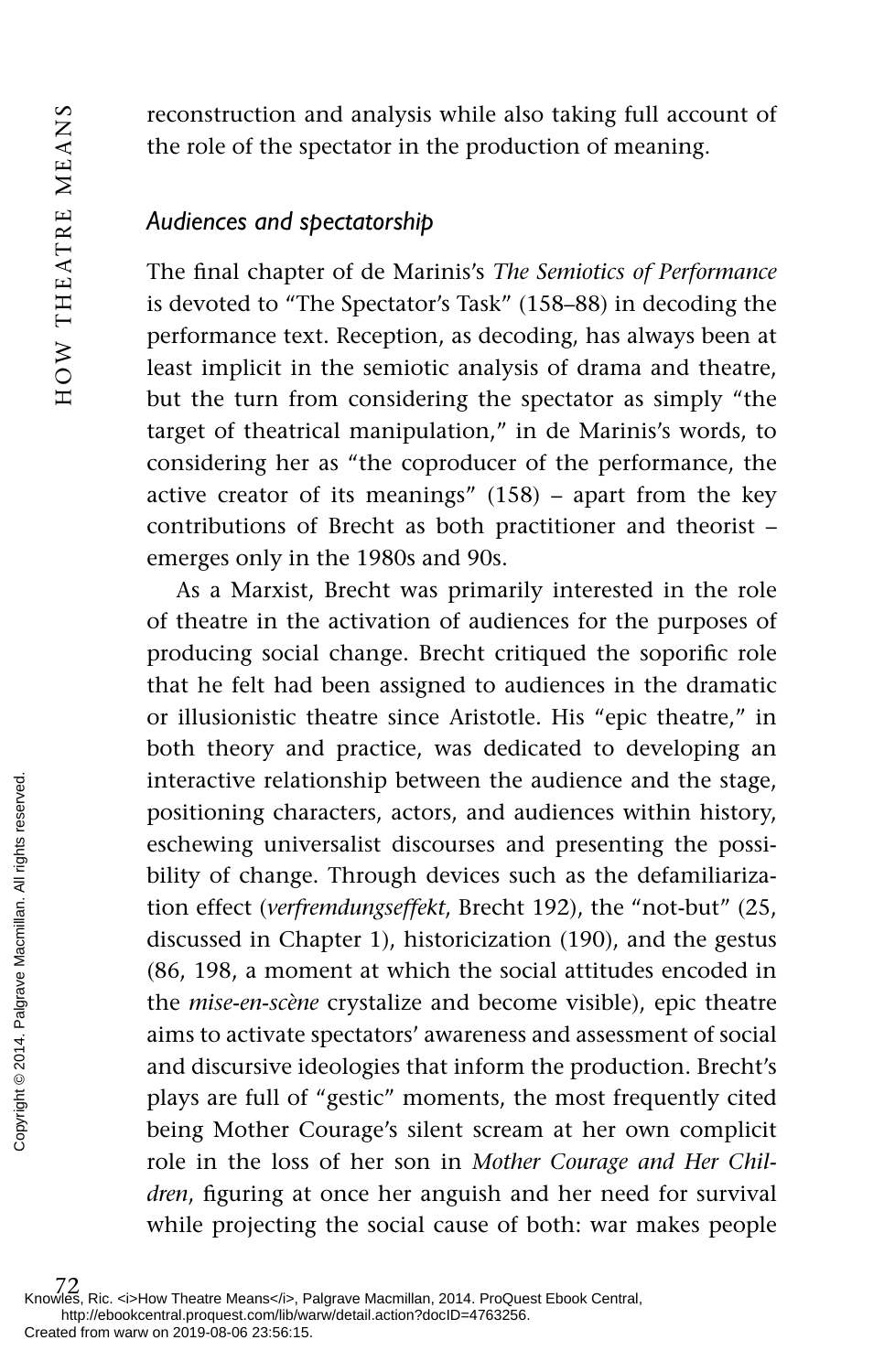reconstruction and analysis while also taking full account of the role of the spectator in the production of meaning.

### *Audiences and spectatorship*

The final chapter of de Marinis's *The Semiotics of Performance* is devoted to "The Spectator's Task" (158–88) in decoding the performance text. Reception, as decoding, has always been at least implicit in the semiotic analysis of drama and theatre, but the turn from considering the spectator as simply "the target of theatrical manipulation," in de Marinis's words, to considering her as "the coproducer of the performance, the active creator of its meanings" (158) – apart from the key contributions of Brecht as both practitioner and theorist – emerges only in the 1980s and 90s.

As a Marxist, Brecht was primarily interested in the role of theatre in the activation of audiences for the purposes of producing social change. Brecht critiqued the soporific role that he felt had been assigned to audiences in the dramatic or illusionistic theatre since Aristotle. His "epic theatre," in both theory and practice, was dedicated to developing an interactive relationship between the audience and the stage, positioning characters, actors, and audiences within history, eschewing universalist discourses and presenting the possibility of change. Through devices such as the defamiliarization effect (*verfremdungseffekt*, Brecht 192), the "not-but" (25, discussed in Chapter 1), historicization (190), and the gestus (86, 198, a moment at which the social attitudes encoded in the *mise-en-scène* crystalize and become visible), epic theatre aims to activate spectators' awareness and assessment of social and discursive ideologies that inform the production. Brecht's plays are full of "gestic" moments, the most frequently cited being Mother Courage's silent scream at her own complicit role in the loss of her son in *Mother Courage and Her Children*, figuring at once her anguish and her need for survival while projecting the social cause of both: war makes people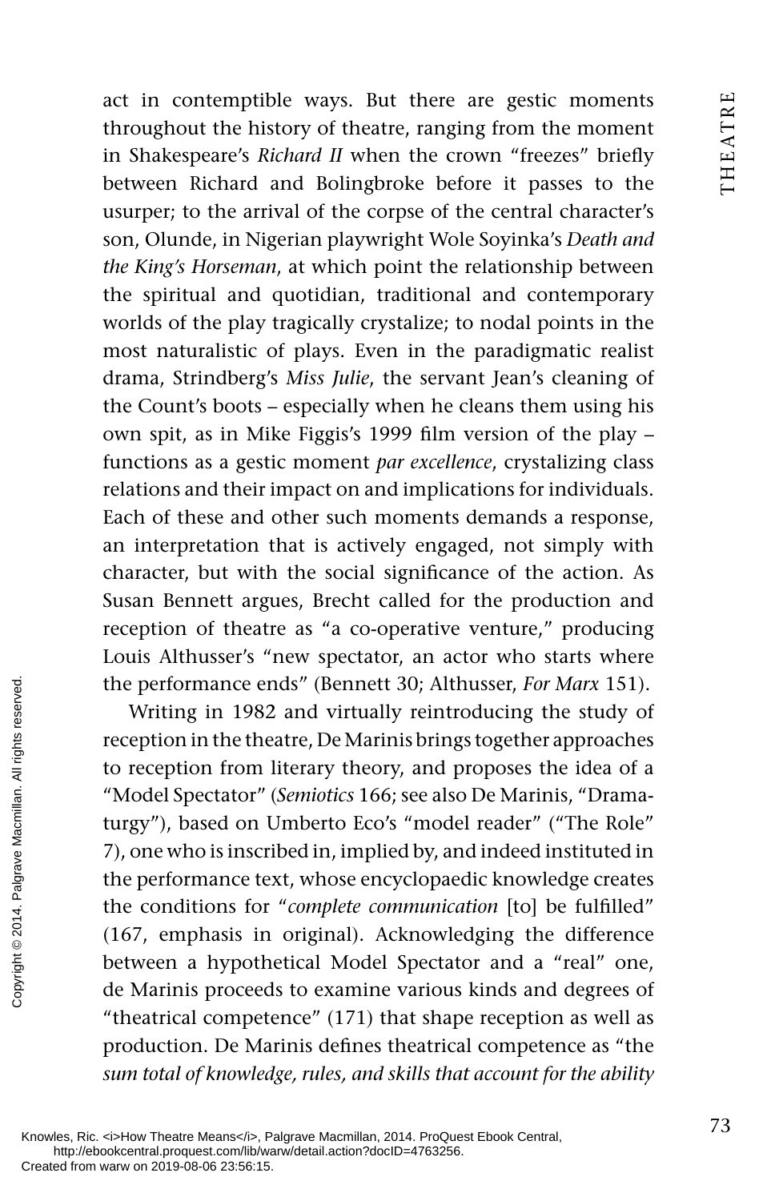act in contemptible ways. But there are gestic moments throughout the history of theatre, ranging from the moment in Shakespeare's *Richard II* when the crown "freezes" briefly between Richard and Bolingbroke before it passes to the usurper; to the arrival of the corpse of the central character's son, Olunde, in Nigerian playwright Wole Soyinka's *Death and the King's Horseman*, at which point the relationship between the spiritual and quotidian, traditional and contemporary worlds of the play tragically crystalize; to nodal points in the most naturalistic of plays. Even in the paradigmatic realist drama, Strindberg's *Miss Julie*, the servant Jean's cleaning of the Count's boots – especially when he cleans them using his own spit, as in Mike Figgis's 1999 film version of the play – functions as a gestic moment *par excellence*, crystalizing class relations and their impact on and implications for individuals. Each of these and other such moments demands a response, an interpretation that is actively engaged, not simply with character, but with the social significance of the action. As Susan Bennett argues, Brecht called for the production and reception of theatre as "a co-operative venture," producing Louis Althusser's "new spectator, an actor who starts where the performance ends" (Bennett 30; Althusser, *For Marx* 151).

Writing in 1982 and virtually reintroducing the study of reception in the theatre, De Marinis brings together approaches to reception from literary theory, and proposes the idea of a "Model Spectator" (*Semiotics* 166; see also De Marinis, "Dramaturgy"), based on Umberto Eco's "model reader" ("The Role" 7), one who is inscribed in, implied by, and indeed instituted in the performance text, whose encyclopaedic knowledge creates the conditions for "*complete communication* [to] be fulfilled" (167, emphasis in original). Acknowledging the difference between a hypothetical Model Spectator and a "real" one, de Marinis proceeds to examine various kinds and degrees of "theatrical competence" (171) that shape reception as well as production. De Marinis defines theatrical competence as "the *sum total of knowledge, rules, and skills that account for the ability*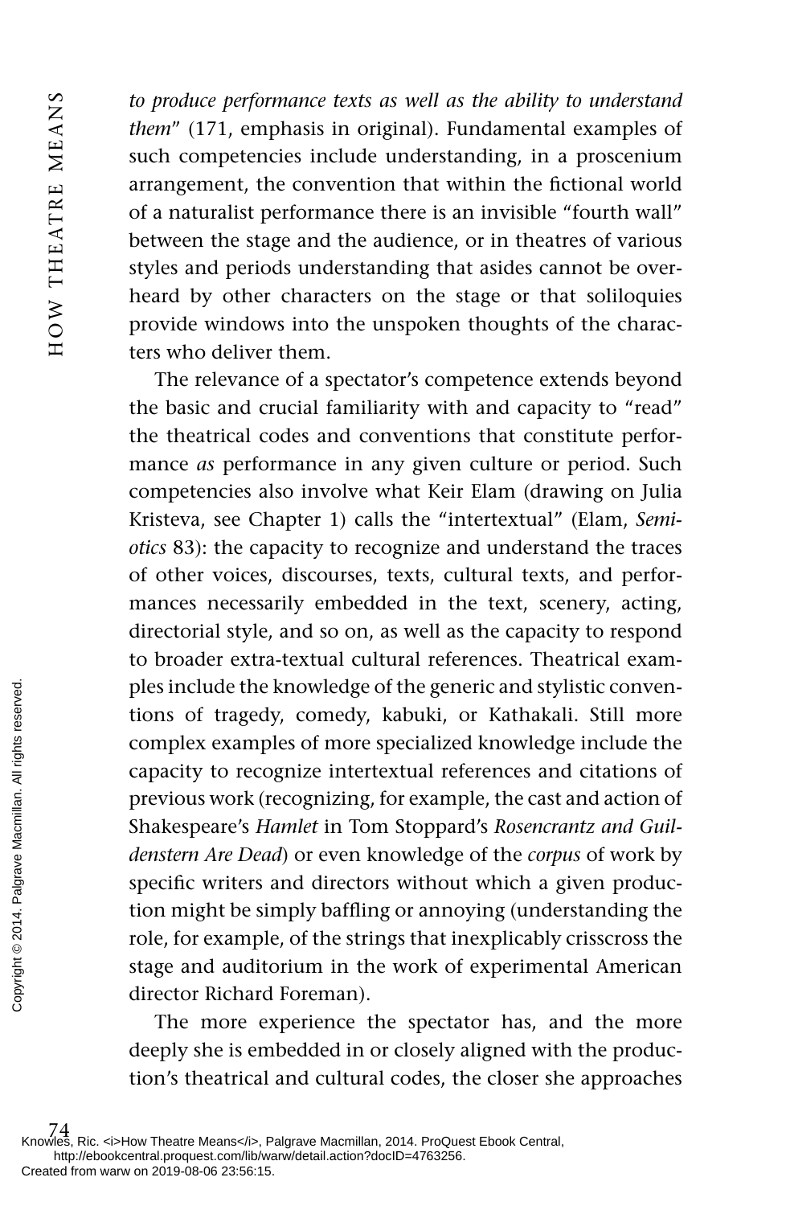*to produce performance texts as well as the ability to understand them*" (171, emphasis in original). Fundamental examples of such competencies include understanding, in a proscenium arrangement, the convention that within the fictional world of a naturalist performance there is an invisible "fourth wall" between the stage and the audience, or in theatres of various styles and periods understanding that asides cannot be overheard by other characters on the stage or that soliloquies provide windows into the unspoken thoughts of the characters who deliver them.

The relevance of a spectator's competence extends beyond the basic and crucial familiarity with and capacity to "read" the theatrical codes and conventions that constitute performance *as* performance in any given culture or period. Such competencies also involve what Keir Elam (drawing on Julia Kristeva, see Chapter 1) calls the "intertextual" (Elam, *Semiotics* 83): the capacity to recognize and understand the traces of other voices, discourses, texts, cultural texts, and performances necessarily embedded in the text, scenery, acting, directorial style, and so on, as well as the capacity to respond to broader extra-textual cultural references. Theatrical examples include the knowledge of the generic and stylistic conventions of tragedy, comedy, kabuki, or Kathakali. Still more complex examples of more specialized knowledge include the capacity to recognize intertextual references and citations of previous work (recognizing, for example, the cast and action of Shakespeare's *Hamlet* in Tom Stoppard's *Rosencrantz and Guildenstern Are Dead*) or even knowledge of the *corpus* of work by specific writers and directors without which a given production might be simply baffling or annoying (understanding the role, for example, of the strings that inexplicably crisscross the stage and auditorium in the work of experimental American director Richard Foreman).

The more experience the spectator has, and the more deeply she is embedded in or closely aligned with the production's theatrical and cultural codes, the closer she approaches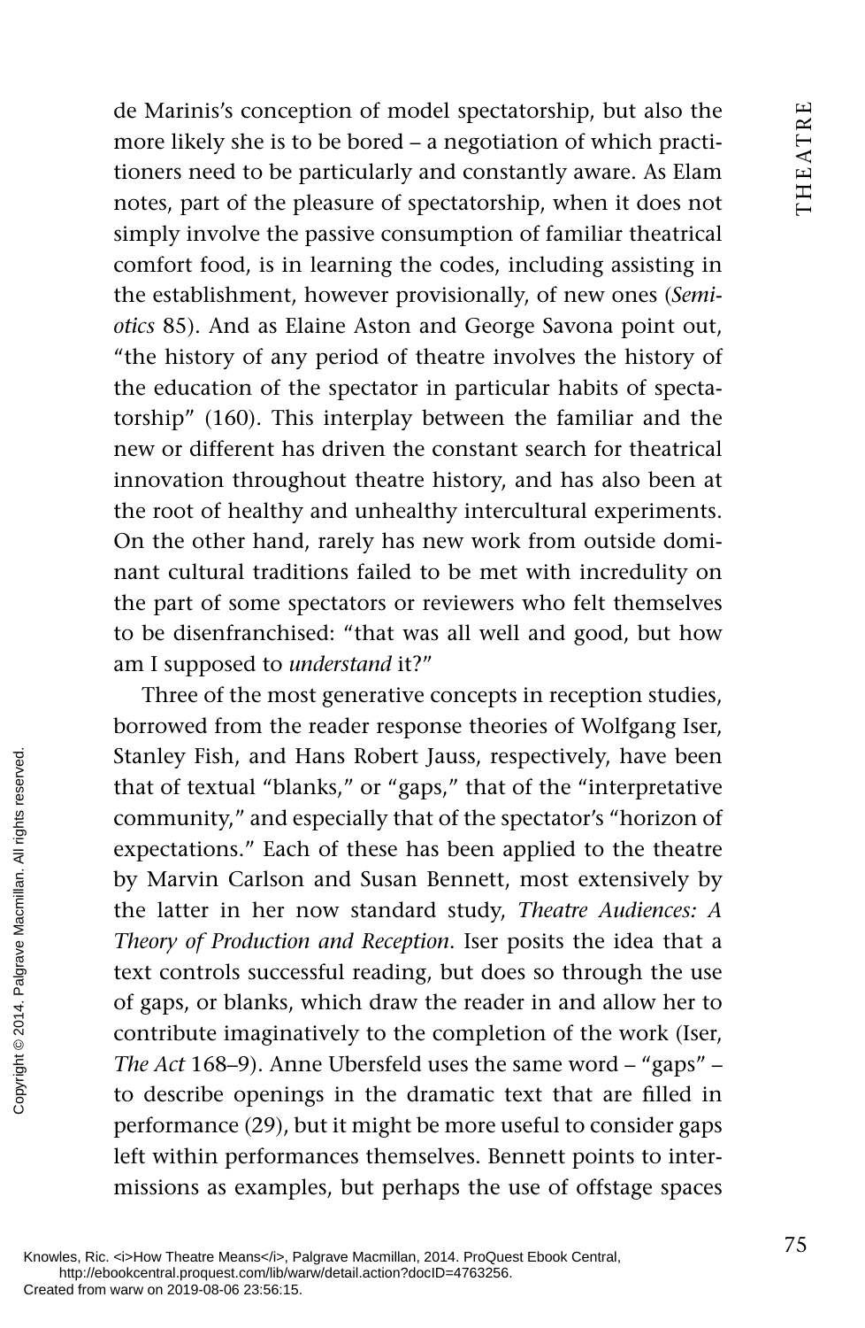de Marinis's conception of model spectatorship, but also the more likely she is to be bored – a negotiation of which practitioners need to be particularly and constantly aware. As Elam notes, part of the pleasure of spectatorship, when it does not simply involve the passive consumption of familiar theatrical comfort food, is in learning the codes, including assisting in the establishment, however provisionally, of new ones (*Semiotics* 85). And as Elaine Aston and George Savona point out, "the history of any period of theatre involves the history of the education of the spectator in particular habits of spectatorship" (160). This interplay between the familiar and the new or different has driven the constant search for theatrical innovation throughout theatre history, and has also been at the root of healthy and unhealthy intercultural experiments. On the other hand, rarely has new work from outside dominant cultural traditions failed to be met with incredulity on the part of some spectators or reviewers who felt themselves to be disenfranchised: "that was all well and good, but how am I supposed to *understand* it?"

Three of the most generative concepts in reception studies, borrowed from the reader response theories of Wolfgang Iser, Stanley Fish, and Hans Robert Jauss, respectively, have been that of textual "blanks," or "gaps," that of the "interpretative community," and especially that of the spectator's "horizon of expectations." Each of these has been applied to the theatre by Marvin Carlson and Susan Bennett, most extensively by the latter in her now standard study, *Theatre Audiences: A Theory of Production and Reception*. Iser posits the idea that a text controls successful reading, but does so through the use of gaps, or blanks, which draw the reader in and allow her to contribute imaginatively to the completion of the work (Iser, *The Act* 168–9). Anne Ubersfeld uses the same word – "gaps" – to describe openings in the dramatic text that are filled in performance (29), but it might be more useful to consider gaps left within performances themselves. Bennett points to intermissions as examples, but perhaps the use of offstage spaces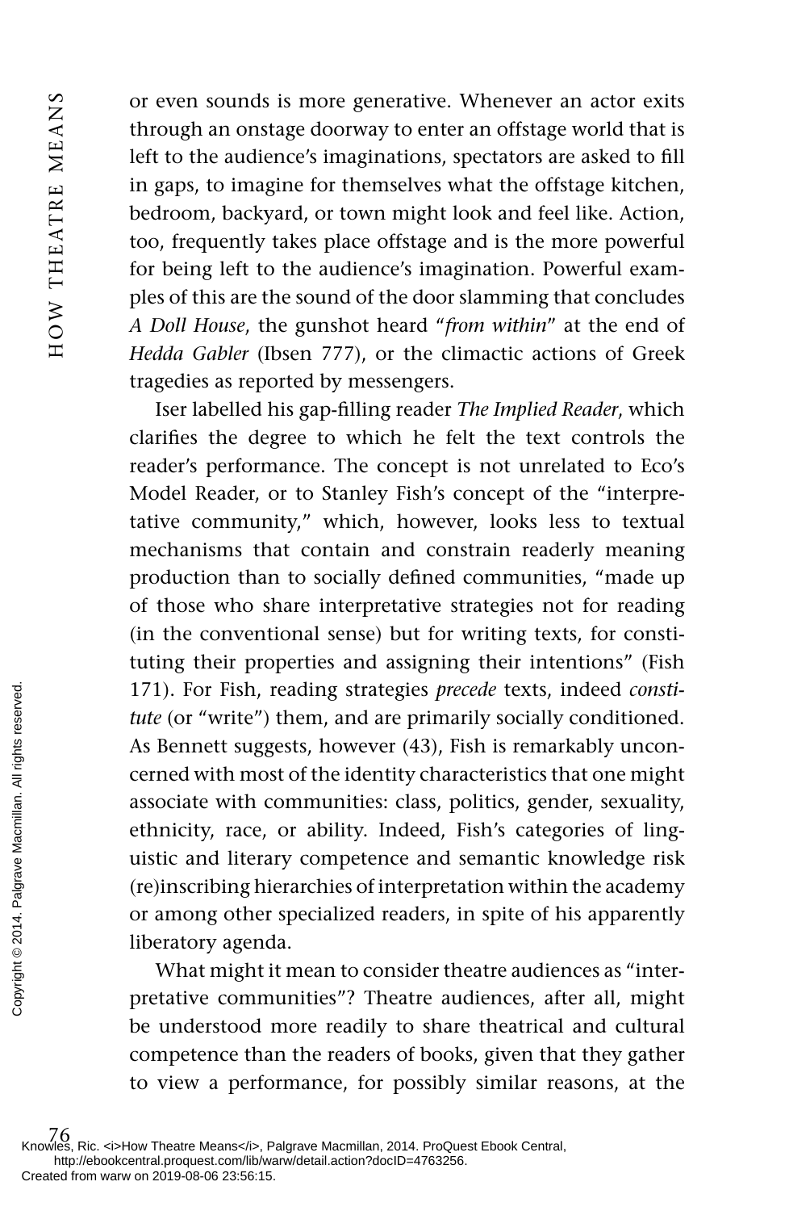or even sounds is more generative. Whenever an actor exits through an onstage doorway to enter an offstage world that is left to the audience's imaginations, spectators are asked to fill in gaps, to imagine for themselves what the offstage kitchen, bedroom, backyard, or town might look and feel like. Action, too, frequently takes place offstage and is the more powerful for being left to the audience's imagination. Powerful examples of this are the sound of the door slamming that concludes *A Doll House*, the gunshot heard "*from within*" at the end of *Hedda Gabler* (Ibsen 777), or the climactic actions of Greek tragedies as reported by messengers.

Iser labelled his gap-filling reader *The Implied Reader*, which clarifies the degree to which he felt the text controls the reader's performance. The concept is not unrelated to Eco's Model Reader, or to Stanley Fish's concept of the "interpretative community," which, however, looks less to textual mechanisms that contain and constrain readerly meaning production than to socially defined communities, "made up of those who share interpretative strategies not for reading (in the conventional sense) but for writing texts, for constituting their properties and assigning their intentions" (Fish 171). For Fish, reading strategies *precede* texts, indeed *constitute* (or "write") them, and are primarily socially conditioned. As Bennett suggests, however (43), Fish is remarkably unconcerned with most of the identity characteristics that one might associate with communities: class, politics, gender, sexuality, ethnicity, race, or ability. Indeed, Fish's categories of linguistic and literary competence and semantic knowledge risk (re)inscribing hierarchies of interpretation within the academy or among other specialized readers, in spite of his apparently liberatory agenda.

What might it mean to consider theatre audiences as "interpretative communities"? Theatre audiences, after all, might be understood more readily to share theatrical and cultural competence than the readers of books, given that they gather to view a performance, for possibly similar reasons, at the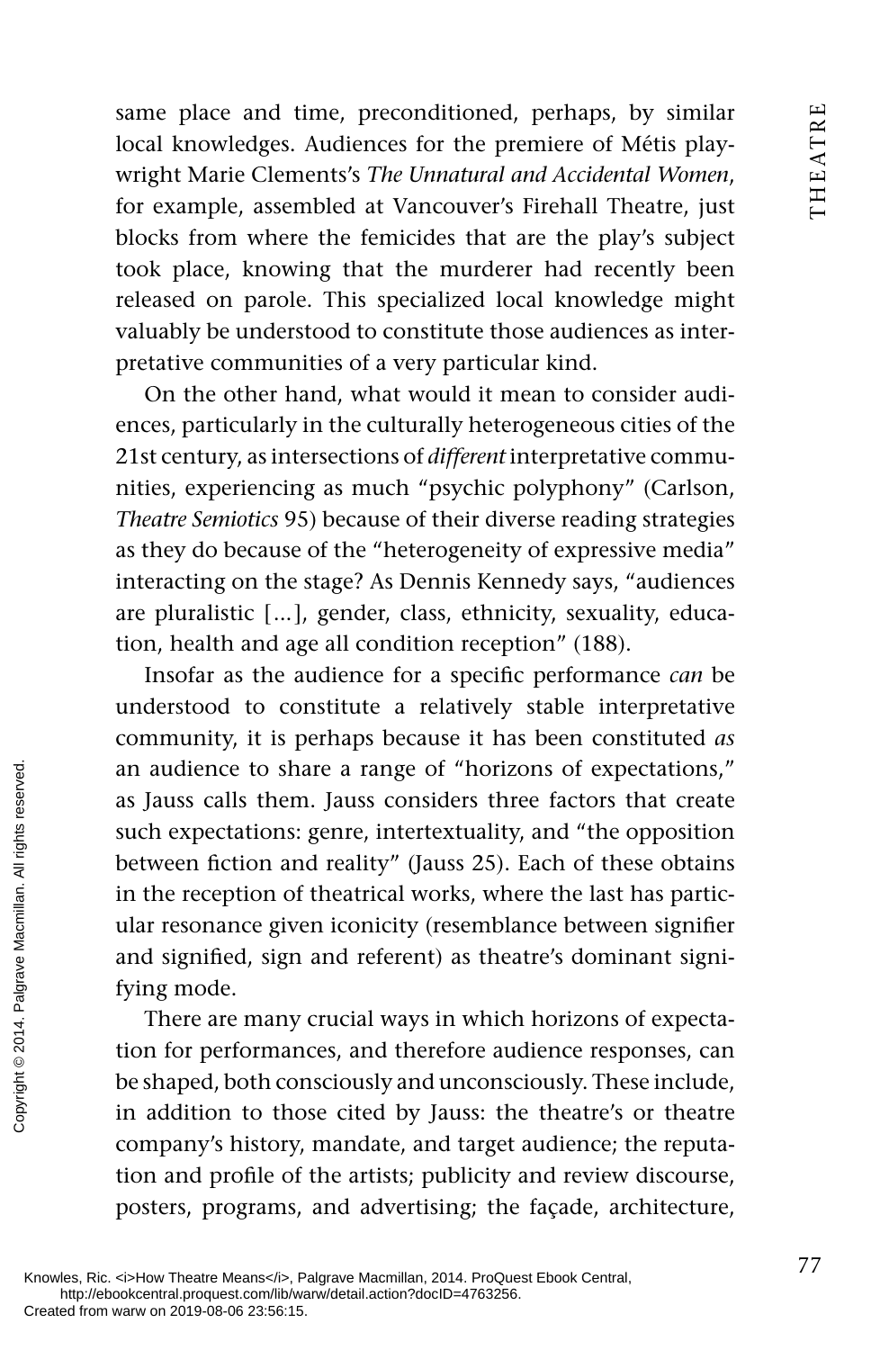same place and time, preconditioned, perhaps, by similar local knowledges. Audiences for the premiere of Métis playwright Marie Clements's *The Unnatural and Accidental Women*, for example, assembled at Vancouver's Firehall Theatre, just blocks from where the femicides that are the play's subject took place, knowing that the murderer had recently been released on parole. This specialized local knowledge might valuably be understood to constitute those audiences as interpretative communities of a very particular kind.

On the other hand, what would it mean to consider audiences, particularly in the culturally heterogeneous cities of the 21st century, as intersections of *different* interpretative communities, experiencing as much "psychic polyphony" (Carlson, *Theatre Semiotics* 95) because of their diverse reading strategies as they do because of the "heterogeneity of expressive media" interacting on the stage? As Dennis Kennedy says, "audiences are pluralistic [...], gender, class, ethnicity, sexuality, education, health and age all condition reception" (188).

Insofar as the audience for a specific performance *can* be understood to constitute a relatively stable interpretative community, it is perhaps because it has been constituted *as* an audience to share a range of "horizons of expectations," as Jauss calls them. Jauss considers three factors that create such expectations: genre, intertextuality, and "the opposition between fiction and reality" (Jauss 25). Each of these obtains in the reception of theatrical works, where the last has particular resonance given iconicity (resemblance between signifier and signified, sign and referent) as theatre's dominant signifying mode.

There are many crucial ways in which horizons of expectation for performances, and therefore audience responses, can be shaped, both consciously and unconsciously. These include, in addition to those cited by Jauss: the theatre's or theatre company's history, mandate, and target audience; the reputation and profile of the artists; publicity and review discourse, posters, programs, and advertising; the façade, architecture,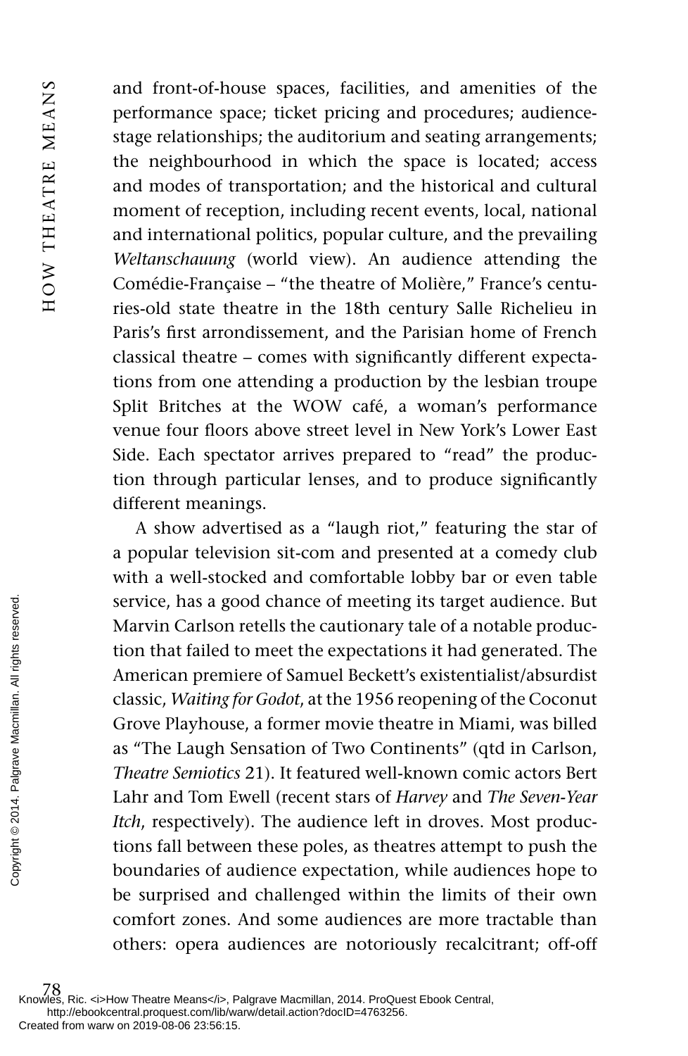and front-of-house spaces, facilities, and amenities of the performance space; ticket pricing and procedures; audience-stage relationships; the auditorium and seating arrangements; the neighbourhood in which the space is located; access and modes of transportation; and the historical and cultural moment of reception, including recent events, local, national and international politics, popular culture, and the prevailing *Weltanschauung* (world view). An audience attending the Comédie-Française – "the theatre of Molière," France's centuries-old state theatre in the 18th century Salle Richelieu in Paris's first arrondissement, and the Parisian home of French classical theatre – comes with significantly different expectations from one attending a production by the lesbian troupe Split Britches at the WOW café, a woman's performance venue four floors above street level in New York's Lower East Side. Each spectator arrives prepared to "read" the production through particular lenses, and to produce significantly different meanings.

A show advertised as a "laugh riot," featuring the star of a popular television sit-com and presented at a comedy club with a well-stocked and comfortable lobby bar or even table service, has a good chance of meeting its target audience. But Marvin Carlson retells the cautionary tale of a notable production that failed to meet the expectations it had generated. The American premiere of Samuel Beckett's existentialist/absurdist classic, *Waiting for Godot*, at the 1956 reopening of the Coconut Grove Playhouse, a former movie theatre in Miami, was billed as "The Laugh Sensation of Two Continents" (qtd in Carlson, *Theatre Semiotics* 21). It featured well-known comic actors Bert Lahr and Tom Ewell (recent stars of *Harvey* and *The Seven-Year Itch*, respectively). The audience left in droves. Most productions fall between these poles, as theatres attempt to push the boundaries of audience expectation, while audiences hope to be surprised and challenged within the limits of their own comfort zones. And some audiences are more tractable than others: opera audiences are notoriously recalcitrant; off-off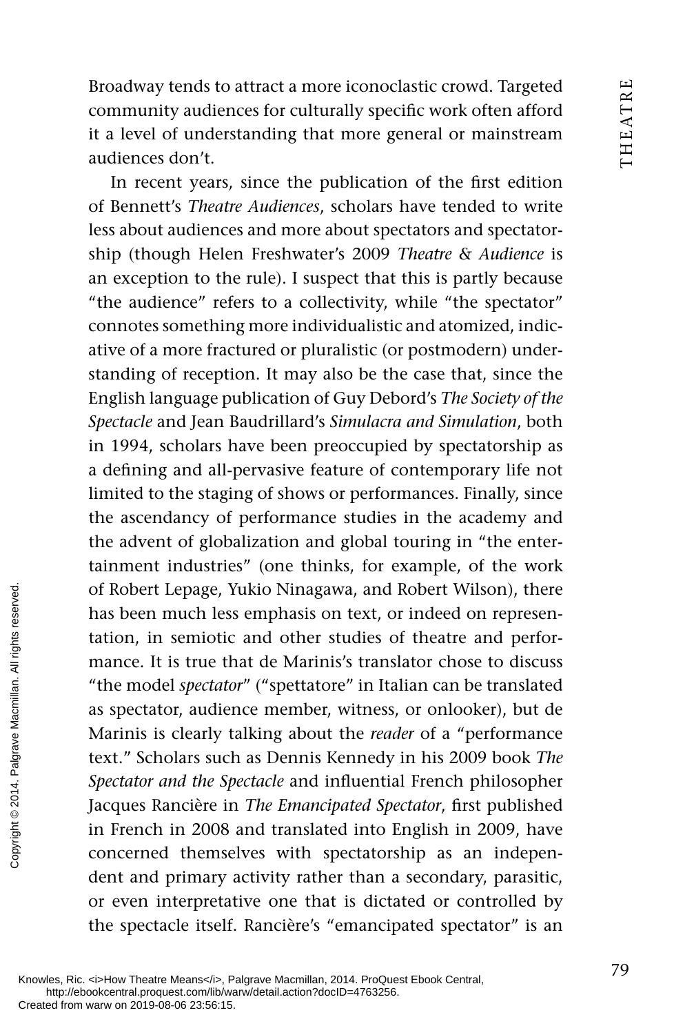Broadway tends to attract a more iconoclastic crowd. Targeted community audiences for culturally specific work often afford it a level of understanding that more general or mainstream audiences don't.

In recent years, since the publication of the first edition of Bennett's *Theatre Audiences*, scholars have tended to write less about audiences and more about spectators and spectatorship (though Helen Freshwater's 2009 *Theatre & Audience* is an exception to the rule). I suspect that this is partly because "the audience" refers to a collectivity, while "the spectator" connotes something more individualistic and atomized, indicative of a more fractured or pluralistic (or postmodern) understanding of reception. It may also be the case that, since the English language publication of Guy Debord's *The Society of the Spectacle* and Jean Baudrillard's *Simulacra and Simulation*, both in 1994, scholars have been preoccupied by spectatorship as a defining and all-pervasive feature of contemporary life not limited to the staging of shows or performances. Finally, since the ascendancy of performance studies in the academy and the advent of globalization and global touring in "the entertainment industries" (one thinks, for example, of the work of Robert Lepage, Yukio Ninagawa, and Robert Wilson), there has been much less emphasis on text, or indeed on representation, in semiotic and other studies of theatre and performance. It is true that de Marinis's translator chose to discuss "the model *spectator*" ("spettatore" in Italian can be translated as spectator, audience member, witness, or onlooker), but de Marinis is clearly talking about the *reader* of a "performance text." Scholars such as Dennis Kennedy in his 2009 book *The Spectator and the Spectacle* and influential French philosopher Jacques Rancière in *The Emancipated Spectator*, first published in French in 2008 and translated into English in 2009, have concerned themselves with spectatorship as an independent and primary activity rather than a secondary, parasitic, or even interpretative one that is dictated or controlled by the spectacle itself. Rancière's "emancipated spectator" is an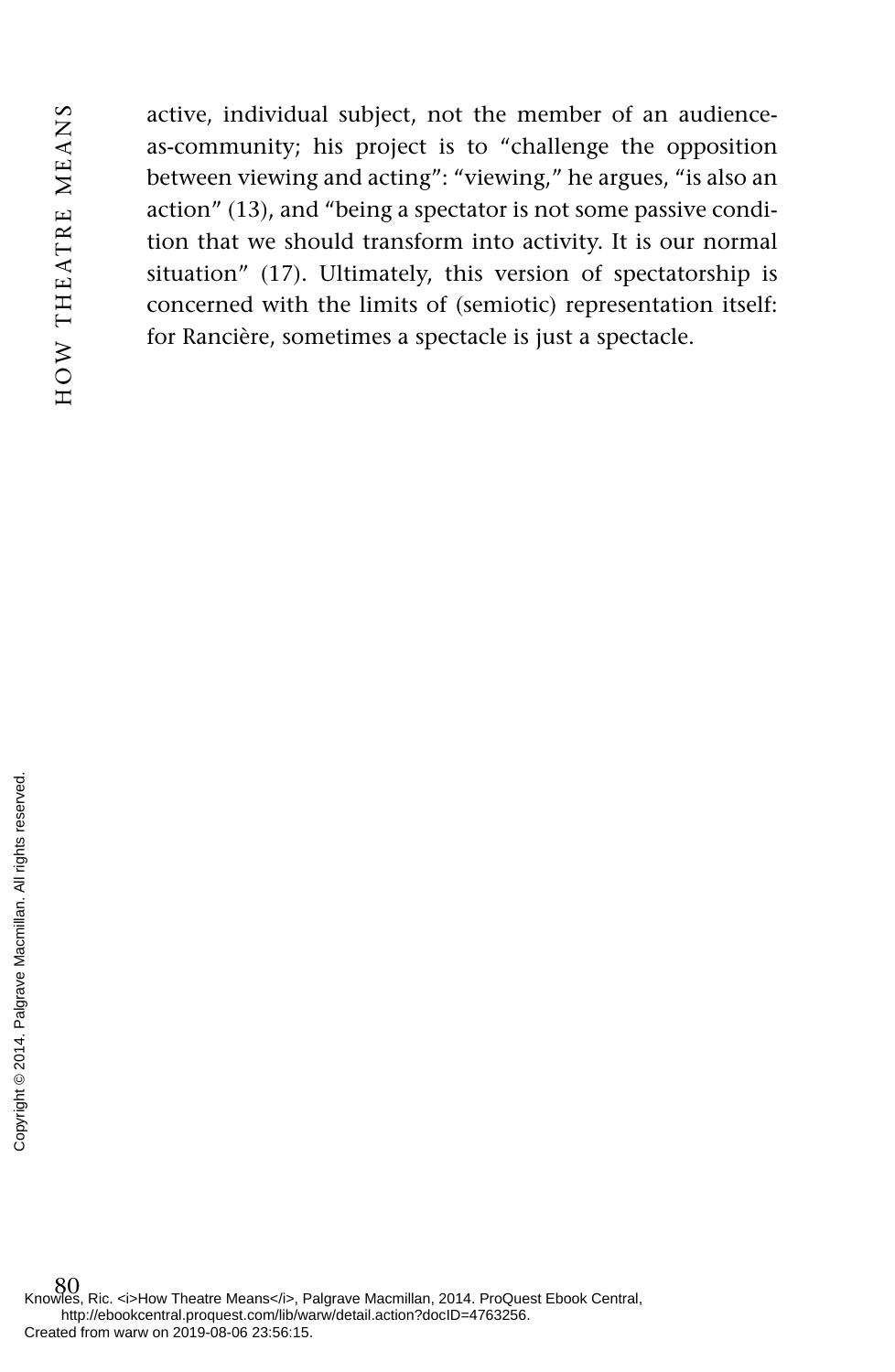active, individual subject, not the member of an audience-as-community; his project is to "challenge the opposition between viewing and acting": "viewing," he argues, "is also an action" (13), and "being a spectator is not some passive condition that we should transform into activity. It is our normal situation" (17). Ultimately, this version of spectatorship is concerned with the limits of (semiotic) representation itself: for Rancière, sometimes a spectacle is just a spectacle.